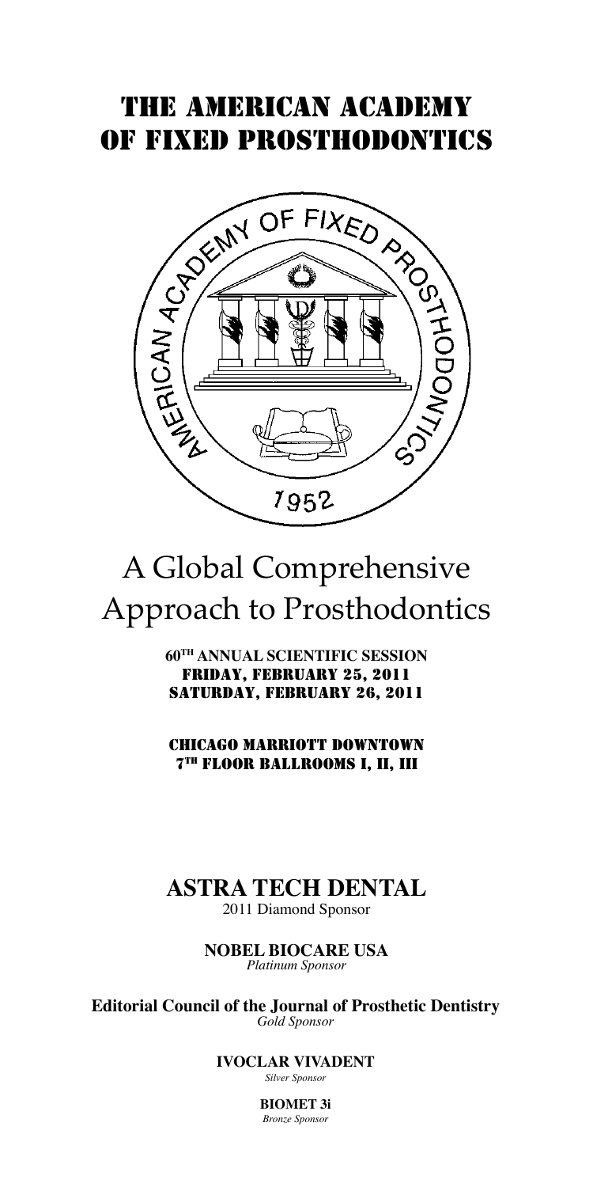# THE AMERICAN ACADEMY OF FIXED PROSTHODONTICS

# A Global Comprehensive Approach to Prosthodontics

**60TH ANNUAL SCIENTIFIC SESSION**
**FRIDAY, FEBRUARY 25, 2011**
**SATURDAY, FEBRUARY 26, 2011**

**CHICAGO MARRIOTT DOWNTOWN**
**7TH FLOOR BALLROOMS I, II, III**

## ASTRA TECH DENTAL
2011 Diamond Sponsor

**NOBEL BIOCARE USA**
*Platinum Sponsor*

**Editorial Council of the Journal of Prosthetic Dentistry**
*Gold Sponsor*

**IVOCLAR VIVADENT**
*Silver Sponsor*

**BIOMET 3i**
*Bronze Sponsor*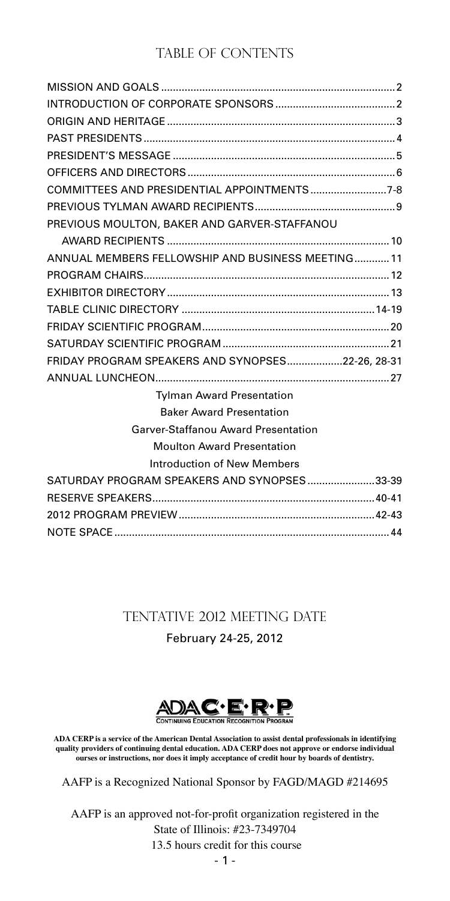# TABLE OF CONTENTS

| | |
|---|---|
| MISSION AND GOALS | 2 |
| INTRODUCTION OF CORPORATE SPONSORS | 2 |
| ORIGIN AND HERITAGE | 3 |
| PAST PRESIDENTS | 4 |
| PRESIDENT'S MESSAGE | 5 |
| OFFICERS AND DIRECTORS | 6 |
| COMMITTEES AND PRESIDENTIAL APPOINTMENTS | 7-8 |
| PREVIOUS TYLMAN AWARD RECIPIENTS | 9 |
| PREVIOUS MOULTON, BAKER AND GARVER-STAFFANOU AWARD RECIPIENTS | 10 |
| ANNUAL MEMBERS FELLOWSHIP AND BUSINESS MEETING | 11 |
| PROGRAM CHAIRS | 12 |
| EXHIBITOR DIRECTORY | 13 |
| TABLE CLINIC DIRECTORY | 14-19 |
| FRIDAY SCIENTIFIC PROGRAM | 20 |
| SATURDAY SCIENTIFIC PROGRAM | 21 |
| FRIDAY PROGRAM SPEAKERS AND SYNOPSES | 22-26, 28-31 |
| ANNUAL LUNCHEON | 27 |
| Tylman Award Presentation | |
| Baker Award Presentation | |
| Garver-Staffanou Award Presentation | |
| Moulton Award Presentation | |
| Introduction of New Members | |
| SATURDAY PROGRAM SPEAKERS AND SYNOPSES | 33-39 |
| RESERVE SPEAKERS | 40-41 |
| 2012 PROGRAM PREVIEW | 42-43 |
| NOTE SPACE | 44 |

## TENTATIVE 2012 MEETING DATE

February 24-25, 2012

ADA C·E·R·P CONTINUING EDUCATION RECOGNITION PROGRAM

**ADA CERP is a service of the American Dental Association to assist dental professionals in identifying quality providers of continuing dental education. ADA CERP does not approve or endorse individual ourses or instructions, nor does it imply acceptance of credit hour by boards of dentistry.**

AAFP is a Recognized National Sponsor by FAGD/MAGD #214695

AAFP is an approved not-for-profit organization registered in the State of Illinois: #23-7349704
13.5 hours credit for this course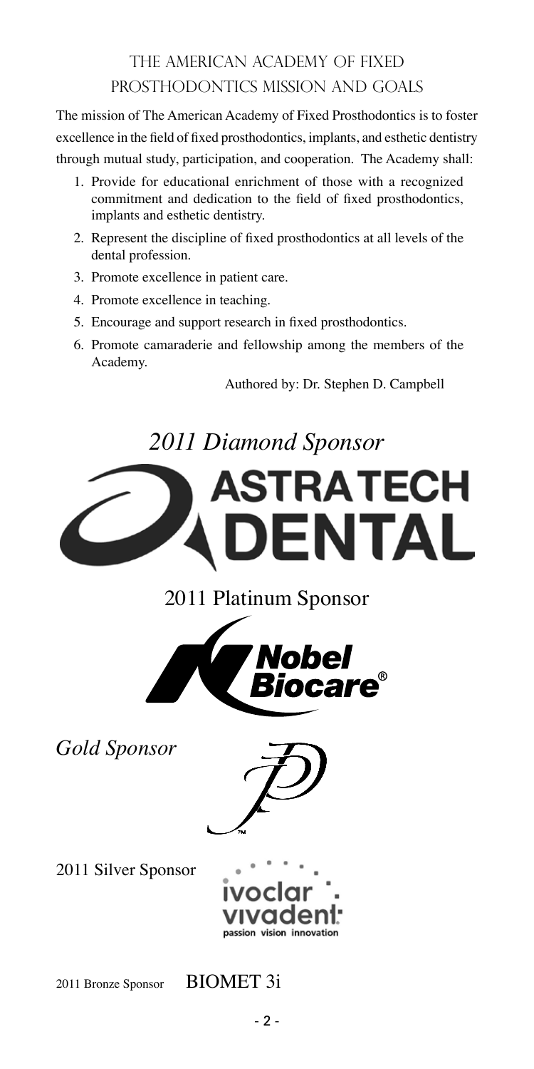## The American Academy of Fixed Prosthodontics Mission and Goals

The mission of The American Academy of Fixed Prosthodontics is to foster excellence in the field of fixed prosthodontics, implants, and esthetic dentistry through mutual study, participation, and cooperation. The Academy shall:

1. Provide for educational enrichment of those with a recognized commitment and dedication to the field of fixed prosthodontics, implants and esthetic dentistry.
2. Represent the discipline of fixed prosthodontics at all levels of the dental profession.
3. Promote excellence in patient care.
4. Promote excellence in teaching.
5. Encourage and support research in fixed prosthodontics.
6. Promote camaraderie and fellowship among the members of the Academy.

Authored by: Dr. Stephen D. Campbell

*2011 Diamond Sponsor*

ASTRA TECH DENTAL

2011 Platinum Sponsor

Nobel Biocare®

*Gold Sponsor*

2011 Silver Sponsor

ivoclar vivadent: passion vision innovation

2011 Bronze Sponsor BIOMET 3i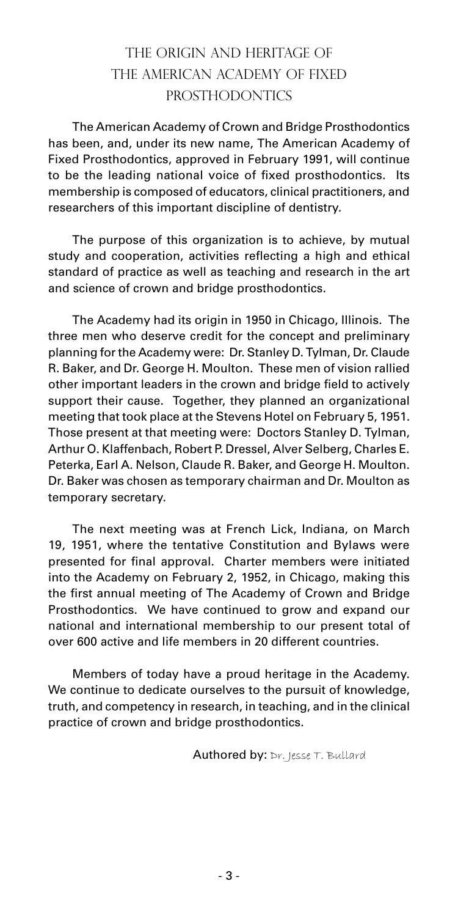# THE ORIGIN AND HERITAGE OF THE AMERICAN ACADEMY OF FIXED PROSTHODONTICS

The American Academy of Crown and Bridge Prosthodontics has been, and, under its new name, The American Academy of Fixed Prosthodontics, approved in February 1991, will continue to be the leading national voice of fixed prosthodontics. Its membership is composed of educators, clinical practitioners, and researchers of this important discipline of dentistry.

The purpose of this organization is to achieve, by mutual study and cooperation, activities reflecting a high and ethical standard of practice as well as teaching and research in the art and science of crown and bridge prosthodontics.

The Academy had its origin in 1950 in Chicago, Illinois. The three men who deserve credit for the concept and preliminary planning for the Academy were: Dr. Stanley D. Tylman, Dr. Claude R. Baker, and Dr. George H. Moulton. These men of vision rallied other important leaders in the crown and bridge field to actively support their cause. Together, they planned an organizational meeting that took place at the Stevens Hotel on February 5, 1951. Those present at that meeting were: Doctors Stanley D. Tylman, Arthur O. Klaffenbach, Robert P. Dressel, Alver Selberg, Charles E. Peterka, Earl A. Nelson, Claude R. Baker, and George H. Moulton. Dr. Baker was chosen as temporary chairman and Dr. Moulton as temporary secretary.

The next meeting was at French Lick, Indiana, on March 19, 1951, where the tentative Constitution and Bylaws were presented for final approval. Charter members were initiated into the Academy on February 2, 1952, in Chicago, making this the first annual meeting of The Academy of Crown and Bridge Prosthodontics. We have continued to grow and expand our national and international membership to our present total of over 600 active and life members in 20 different countries.

Members of today have a proud heritage in the Academy. We continue to dedicate ourselves to the pursuit of knowledge, truth, and competency in research, in teaching, and in the clinical practice of crown and bridge prosthodontics.

Authored by: *Dr. Jesse T. Bullard*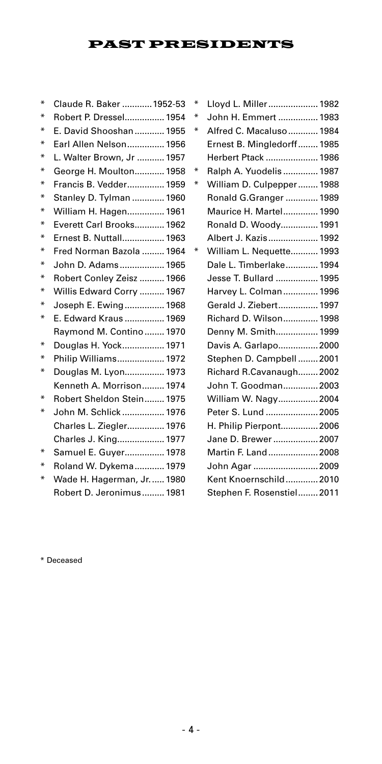# PAST PRESIDENTS

- \* Claude R. Baker ............1952-53
- \* Robert P. Dressel................ 1954
- \* E. David Shooshan ............ 1955
- \* Earl Allen Nelson............... 1956
- \* L. Walter Brown, Jr ........... 1957
- \* George H. Moulton............ 1958
- \* Francis B. Vedder............... 1959
- \* Stanley D. Tylman ............. 1960
- \* William H. Hagen............... 1961
- \* Everett Carl Brooks............ 1962
- \* Ernest B. Nuttall................. 1963
- \* Fred Norman Bazola ......... 1964
- \* John D. Adams.................. 1965
- \* Robert Conley Zeisz .......... 1966
- \* Willis Edward Corry .......... 1967
- \* Joseph E. Ewing................ 1968
- \* E. Edward Kraus ................ 1969
- Raymond M. Contino........ 1970
- \* Douglas H. Yock................. 1971
- \* Philip Williams................... 1972
- \* Douglas M. Lyon................ 1973
- Kenneth A. Morrison......... 1974
- \* Robert Sheldon Stein........ 1975
- \* John M. Schlick ................ 1976
- Charles L. Ziegler............... 1976
- Charles J. King................... 1977
- \* Samuel E. Guyer................ 1978
- \* Roland W. Dykema............ 1979
- \* Wade H. Hagerman, Jr...... 1980
- Robert D. Jeronimus......... 1981
- \* Lloyd L. Miller.................... 1982
- \* John H. Emmert ................ 1983
- \* Alfred C. Macaluso............ 1984
- Ernest B. Mingledorff........ 1985
- Herbert Ptack ..................... 1986
- \* Ralph A. Yuodelis ............. 1987
- \* William D. Culpepper........ 1988
- Ronald G.Granger ............. 1989
- Maurice H. Martel............. 1990
- Ronald D. Woody............... 1991
- Albert J. Kazis.................... 1992
- \* William L. Nequette........... 1993
- Dale L. Timberlake............. 1994
- Jesse T. Bullard ................. 1995
- Harvey L. Colman.............. 1996
- Gerald J. Ziebert................ 1997
- Richard D. Wilson.............. 1998
- Denny M. Smith................. 1999
- Davis A. Garlapo................ 2000
- Stephen D. Campbell ........ 2001
- Richard R.Cavanaugh........ 2002
- John T. Goodman............. 2003
- William W. Nagy................ 2004
- Peter S. Lund ..................... 2005
- H. Philip Pierpont............... 2006
- Jane D. Brewer .................. 2007
- Martin F. Land.................... 2008
- John Agar .......................... 2009
- Kent Knoernschild............. 2010
- Stephen F. Rosenstiel........ 2011

\* Deceased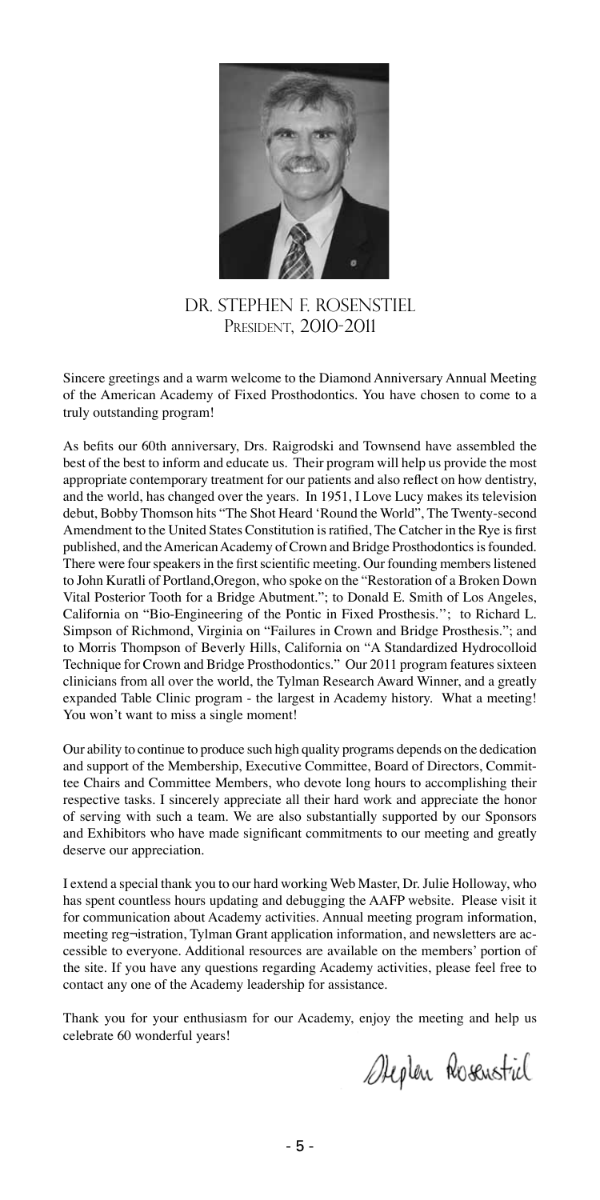## DR. STEPHEN F. ROSENSTIEL
### PRESIDENT, 2010-2011

Sincere greetings and a warm welcome to the Diamond Anniversary Annual Meeting of the American Academy of Fixed Prosthodontics. You have chosen to come to a truly outstanding program!

As befits our 60th anniversary, Drs. Raigrodski and Townsend have assembled the best of the best to inform and educate us. Their program will help us provide the most appropriate contemporary treatment for our patients and also reflect on how dentistry, and the world, has changed over the years. In 1951, I Love Lucy makes its television debut, Bobby Thomson hits "The Shot Heard 'Round the World", The Twenty-second Amendment to the United States Constitution is ratified, The Catcher in the Rye is first published, and the American Academy of Crown and Bridge Prosthodontics is founded. There were four speakers in the first scientific meeting. Our founding members listened to John Kuratli of Portland,Oregon, who spoke on the "Restoration of a Broken Down Vital Posterior Tooth for a Bridge Abutment."; to Donald E. Smith of Los Angeles, California on "Bio-Engineering of the Pontic in Fixed Prosthesis.''; to Richard L. Simpson of Richmond, Virginia on "Failures in Crown and Bridge Prosthesis."; and to Morris Thompson of Beverly Hills, California on "A Standardized Hydrocolloid Technique for Crown and Bridge Prosthodontics." Our 2011 program features sixteen clinicians from all over the world, the Tylman Research Award Winner, and a greatly expanded Table Clinic program - the largest in Academy history. What a meeting! You won't want to miss a single moment!

Our ability to continue to produce such high quality programs depends on the dedication and support of the Membership, Executive Committee, Board of Directors, Committee Chairs and Committee Members, who devote long hours to accomplishing their respective tasks. I sincerely appreciate all their hard work and appreciate the honor of serving with such a team. We are also substantially supported by our Sponsors and Exhibitors who have made significant commitments to our meeting and greatly deserve our appreciation.

I extend a special thank you to our hard working Web Master, Dr. Julie Holloway, who has spent countless hours updating and debugging the AAFP website. Please visit it for communication about Academy activities. Annual meeting program information, meeting reg¬istration, Tylman Grant application information, and newsletters are accessible to everyone. Additional resources are available on the members' portion of the site. If you have any questions regarding Academy activities, please feel free to contact any one of the Academy leadership for assistance.

Thank you for your enthusiasm for our Academy, enjoy the meeting and help us celebrate 60 wonderful years!

Stephen Rosenstiel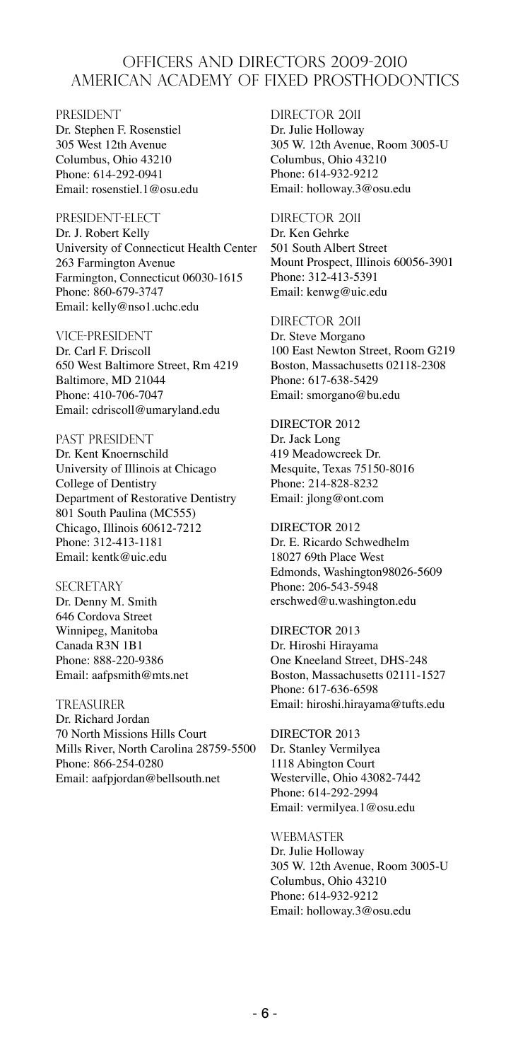# OFFICERS AND DIRECTORS 2009-2010
# AMERICAN ACADEMY OF FIXED PROSTHODONTICS

### PRESIDENT

Dr. Stephen F. Rosenstiel
305 West 12th Avenue
Columbus, Ohio 43210
Phone: 614-292-0941
Email: rosenstiel.1@osu.edu

### PRESIDENT-ELECT

Dr. J. Robert Kelly
University of Connecticut Health Center
263 Farmington Avenue
Farmington, Connecticut 06030-1615
Phone: 860-679-3747
Email: kelly@nso1.uchc.edu

### VICE-PRESIDENT

Dr. Carl F. Driscoll
650 West Baltimore Street, Rm 4219
Baltimore, MD 21044
Phone: 410-706-7047
Email: cdriscoll@umaryland.edu

### PAST PRESIDENT

Dr. Kent Knoernschild
University of Illinois at Chicago
College of Dentistry
Department of Restorative Dentistry
801 South Paulina (MC555)
Chicago, Illinois 60612-7212
Phone: 312-413-1181
Email: kentk@uic.edu

### SECRETARY

Dr. Denny M. Smith
646 Cordova Street
Winnipeg, Manitoba
Canada R3N 1B1
Phone: 888-220-9386
Email: aafpsmith@mts.net

### TREASURER

Dr. Richard Jordan
70 North Missions Hills Court
Mills River, North Carolina 28759-5500
Phone: 866-254-0280
Email: aafpjordan@bellsouth.net

### DIRECTOR 2011

Dr. Julie Holloway
305 W. 12th Avenue, Room 3005-U
Columbus, Ohio 43210
Phone: 614-932-9212
Email: holloway.3@osu.edu

### DIRECTOR 2011

Dr. Ken Gehrke
501 South Albert Street
Mount Prospect, Illinois 60056-3901
Phone: 312-413-5391
Email: kenwg@uic.edu

### DIRECTOR 2011

Dr. Steve Morgano
100 East Newton Street, Room G219
Boston, Massachusetts 02118-2308
Phone: 617-638-5429
Email: smorgano@bu.edu

### DIRECTOR 2012

Dr. Jack Long
419 Meadowcreek Dr.
Mesquite, Texas 75150-8016
Phone: 214-828-8232
Email: jlong@ont.com

### DIRECTOR 2012

Dr. E. Ricardo Schwedhelm
18027 69th Place West
Edmonds, Washington98026-5609
Phone: 206-543-5948
erschwed@u.washington.edu

### DIRECTOR 2013

Dr. Hiroshi Hirayama
One Kneeland Street, DHS-248
Boston, Massachusetts 02111-1527
Phone: 617-636-6598
Email: hiroshi.hirayama@tufts.edu

### DIRECTOR 2013

Dr. Stanley Vermilyea
1118 Abington Court
Westerville, Ohio 43082-7442
Phone: 614-292-2994
Email: vermilyea.1@osu.edu

### WEBMASTER

Dr. Julie Holloway
305 W. 12th Avenue, Room 3005-U
Columbus, Ohio 43210
Phone: 614-932-9212
Email: holloway.3@osu.edu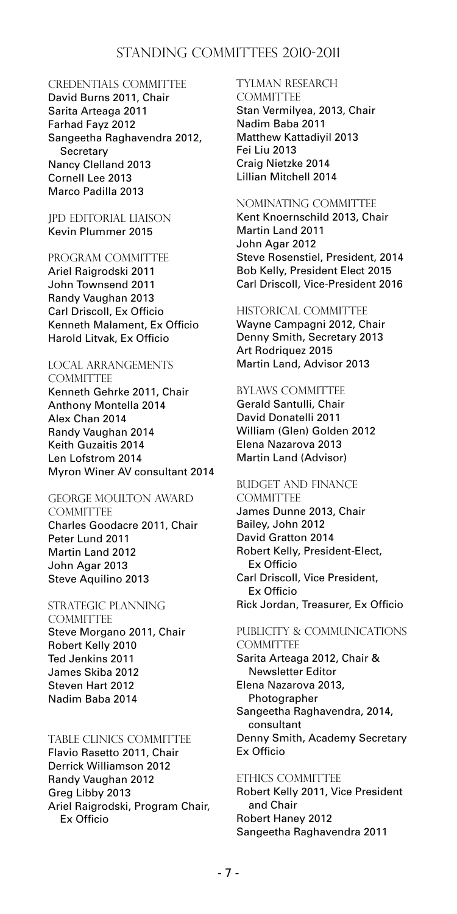# Standing Committees 2010-2011

### Credentials Committee

David Burns 2011, Chair
Sarita Arteaga 2011
Farhad Fayz 2012
Sangeetha Raghavendra 2012, Secretary
Nancy Clelland 2013
Cornell Lee 2013
Marco Padilla 2013

### JPD Editorial Liaison

Kevin Plummer 2015

### Program Committee

Ariel Raigrodski 2011
John Townsend 2011
Randy Vaughan 2013
Carl Driscoll, Ex Officio
Kenneth Malament, Ex Officio
Harold Litvak, Ex Officio

### Local Arrangements Committee

Kenneth Gehrke 2011, Chair
Anthony Montella 2014
Alex Chan 2014
Randy Vaughan 2014
Keith Guzaitis 2014
Len Lofstrom 2014
Myron Winer AV consultant 2014

### George Moulton Award Committee

Charles Goodacre 2011, Chair
Peter Lund 2011
Martin Land 2012
John Agar 2013
Steve Aquilino 2013

### Strategic Planning Committee

Steve Morgano 2011, Chair
Robert Kelly 2010
Ted Jenkins 2011
James Skiba 2012
Steven Hart 2012
Nadim Baba 2014

### Table Clinics Committee

Flavio Rasetto 2011, Chair
Derrick Williamson 2012
Randy Vaughan 2012
Greg Libby 2013
Ariel Raigrodski, Program Chair, Ex Officio

### Tylman Research Committee

Stan Vermilyea, 2013, Chair
Nadim Baba 2011
Matthew Kattadiyil 2013
Fei Liu 2013
Craig Nietzke 2014
Lillian Mitchell 2014

### Nominating Committee

Kent Knoernschild 2013, Chair
Martin Land 2011
John Agar 2012
Steve Rosenstiel, President, 2014
Bob Kelly, President Elect 2015
Carl Driscoll, Vice-President 2016

### Historical Committee

Wayne Campagni 2012, Chair
Denny Smith, Secretary 2013
Art Rodriquez 2015
Martin Land, Advisor 2013

### Bylaws Committee

Gerald Santulli, Chair
David Donatelli 2011
William (Glen) Golden 2012
Elena Nazarova 2013
Martin Land (Advisor)

### Budget and Finance Committee

James Dunne 2013, Chair
Bailey, John 2012
David Gratton 2014
Robert Kelly, President-Elect, Ex Officio
Carl Driscoll, Vice President, Ex Officio
Rick Jordan, Treasurer, Ex Officio

### Publicity & Communications Committee

Sarita Arteaga 2012, Chair & Newsletter Editor
Elena Nazarova 2013, Photographer
Sangeetha Raghavendra, 2014, consultant
Denny Smith, Academy Secretary Ex Officio

### Ethics Committee

Robert Kelly 2011, Vice President and Chair
Robert Haney 2012
Sangeetha Raghavendra 2011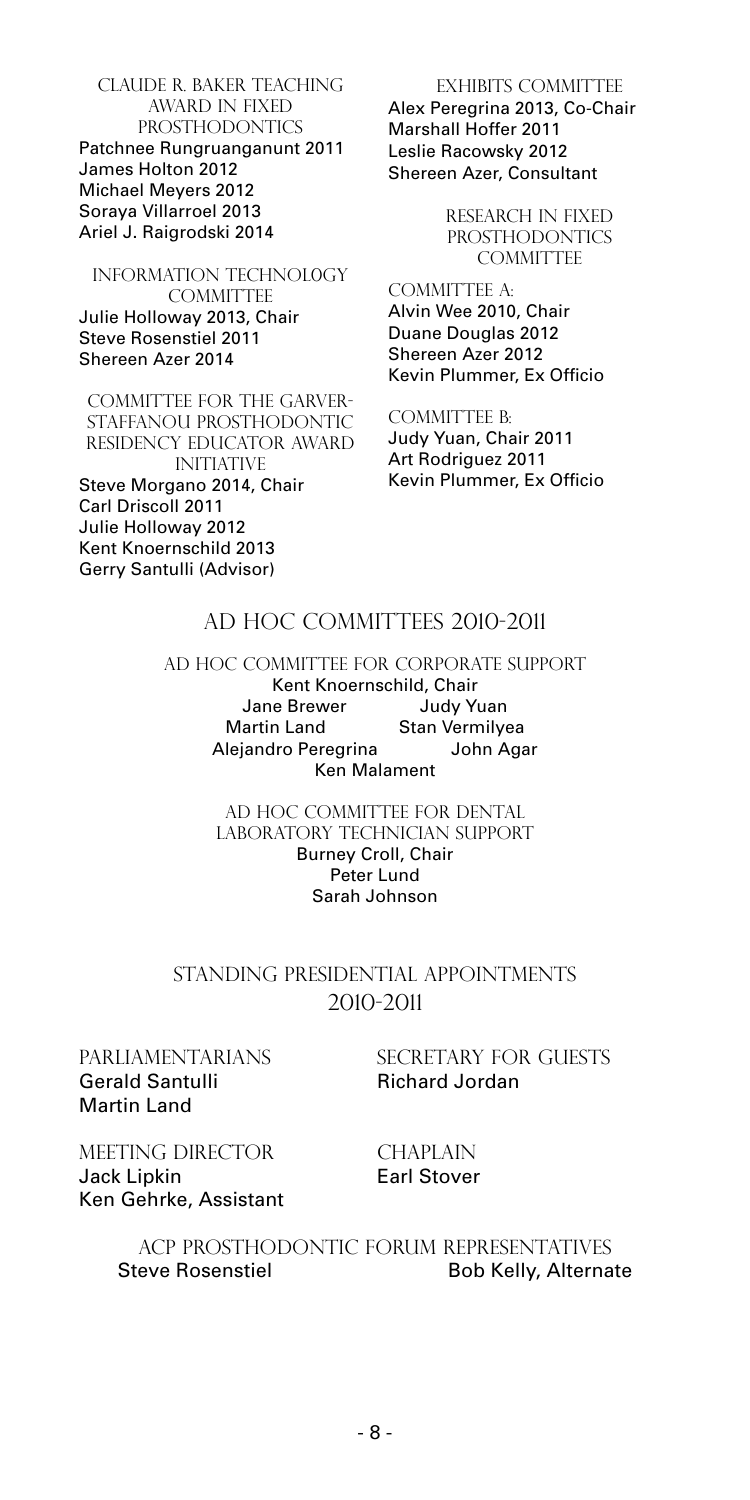### Claude R. Baker Teaching Award in Fixed Prosthodontics

Patchnee Rungruanganunt 2011
James Holton 2012
Michael Meyers 2012
Soraya Villarroel 2013
Ariel J. Raigrodski 2014

### Information Technology Committee

Julie Holloway 2013, Chair
Steve Rosenstiel 2011
Shereen Azer 2014

### Committee for the Garver-Staffanou Prosthodontic Residency Educator Award Initiative

Steve Morgano 2014, Chair
Carl Driscoll 2011
Julie Holloway 2012
Kent Knoernschild 2013
Gerry Santulli (Advisor)

### Exhibits Committee

Alex Peregrina 2013, Co-Chair
Marshall Hoffer 2011
Leslie Racowsky 2012
Shereen Azer, Consultant

### Research in Fixed Prosthodontics Committee

Committee A:
Alvin Wee 2010, Chair
Duane Douglas 2012
Shereen Azer 2012
Kevin Plummer, Ex Officio

Committee B:
Judy Yuan, Chair 2011
Art Rodriguez 2011
Kevin Plummer, Ex Officio

## Ad Hoc Committees 2010-2011

### Ad Hoc Committee for Corporate Support

Kent Knoernschild, Chair
Jane Brewer
Judy Yuan
Martin Land
Stan Vermilyea
Alejandro Peregrina
John Agar
Ken Malament

### Ad Hoc Committee for Dental Laboratory Technician Support

Burney Croll, Chair
Peter Lund
Sarah Johnson

## Standing Presidential Appointments 2010-2011

### Parliamentarians

Gerald Santulli
Martin Land

### Secretary for Guests

Richard Jordan

### Meeting Director

Jack Lipkin
Ken Gehrke, Assistant

### Chaplain

Earl Stover

### ACP Prosthodontic Forum Representatives

Steve Rosenstiel
Bob Kelly, Alternate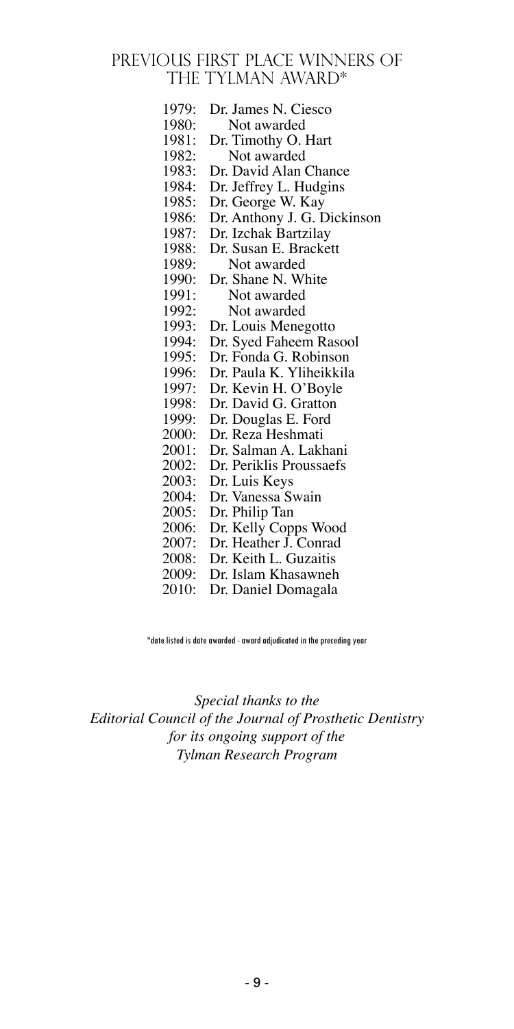# PREVIOUS FIRST PLACE WINNERS OF THE TYLMAN AWARD*

1979: Dr. James N. Ciesco
1980: Not awarded
1981: Dr. Timothy O. Hart
1982: Not awarded
1983: Dr. David Alan Chance
1984: Dr. Jeffrey L. Hudgins
1985: Dr. George W. Kay
1986: Dr. Anthony J. G. Dickinson
1987: Dr. Izchak Bartzilay
1988: Dr. Susan E. Brackett
1989: Not awarded
1990: Dr. Shane N. White
1991: Not awarded
1992: Not awarded
1993: Dr. Louis Menegotto
1994: Dr. Syed Faheem Rasool
1995: Dr. Fonda G. Robinson
1996: Dr. Paula K. Yliheikkila
1997: Dr. Kevin H. O'Boyle
1998: Dr. David G. Gratton
1999: Dr. Douglas E. Ford
2000: Dr. Reza Heshmati
2001: Dr. Salman A. Lakhani
2002: Dr. Periklis Proussaefs
2003: Dr. Luis Keys
2004: Dr. Vanessa Swain
2005: Dr. Philip Tan
2006: Dr. Kelly Copps Wood
2007: Dr. Heather J. Conrad
2008: Dr. Keith L. Guzaitis
2009: Dr. Islam Khasawneh
2010: Dr. Daniel Domagala

*date listed is date awarded - award adjudicated in the preceding year

*Special thanks to the*
*Editorial Council of the Journal of Prosthetic Dentistry*
*for its ongoing support of the*
*Tylman Research Program*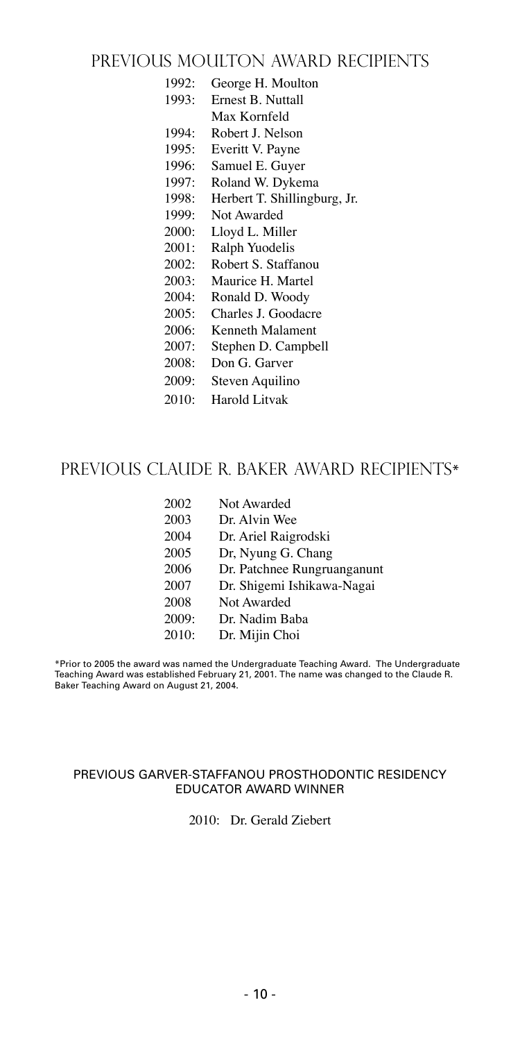## Previous Moulton Award Recipients

1992: George H. Moulton
1993: Ernest B. Nuttall
Max Kornfeld
1994: Robert J. Nelson
1995: Everitt V. Payne
1996: Samuel E. Guyer
1997: Roland W. Dykema
1998: Herbert T. Shillingburg, Jr.
1999: Not Awarded
2000: Lloyd L. Miller
2001: Ralph Yuodelis
2002: Robert S. Staffanou
2003: Maurice H. Martel
2004: Ronald D. Woody
2005: Charles J. Goodacre
2006: Kenneth Malament
2007: Stephen D. Campbell
2008: Don G. Garver
2009: Steven Aquilino
2010: Harold Litvak

## Previous Claude R. Baker Award Recipients*

2002 Not Awarded
2003 Dr. Alvin Wee
2004 Dr. Ariel Raigrodski
2005 Dr, Nyung G. Chang
2006 Dr. Patchnee Rungruanganunt
2007 Dr. Shigemi Ishikawa-Nagai
2008 Not Awarded
2009: Dr. Nadim Baba
2010: Dr. Mijin Choi

*Prior to 2005 the award was named the Undergraduate Teaching Award. The Undergraduate Teaching Award was established February 21, 2001. The name was changed to the Claude R. Baker Teaching Award on August 21, 2004.

### PREVIOUS GARVER-STAFFANOU PROSTHODONTIC RESIDENCY EDUCATOR AWARD WINNER

2010: Dr. Gerald Ziebert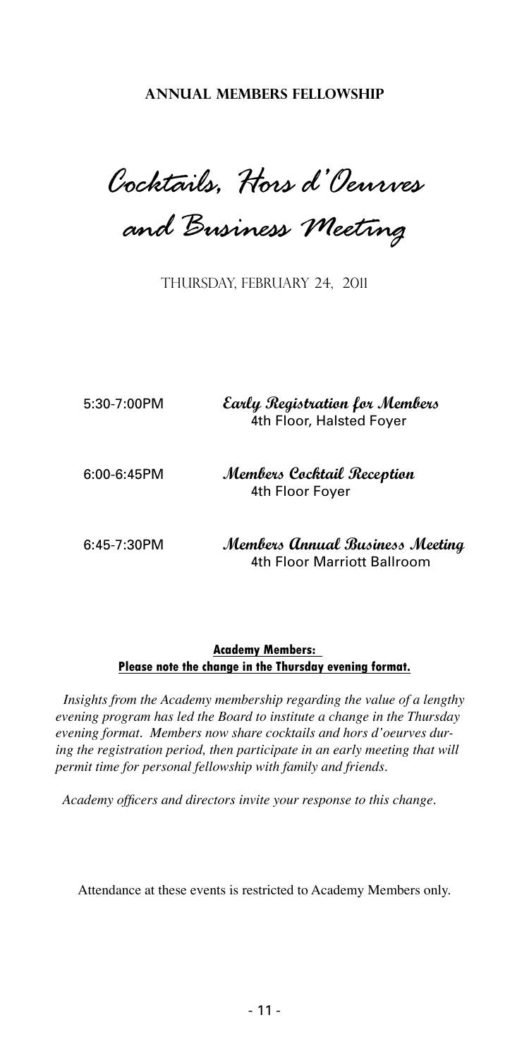**ANNUAL MEMBERS FELLOWSHIP**

# *Cocktails, Hors d'Oeurves and Business Meeting*

THURSDAY, FEBRUARY 24, 2011

5:30-7:00PM — ***Early Registration for Members***
4th Floor, Halsted Foyer

6:00-6:45PM — ***Members Cocktail Reception***
4th Floor Foyer

6:45-7:30PM — ***Members Annual Business Meeting***
4th Floor Marriott Ballroom

**Academy Members:**
**Please note the change in the Thursday evening format.**

*Insights from the Academy membership regarding the value of a lengthy evening program has led the Board to institute a change in the Thursday evening format. Members now share cocktails and hors d'oeurves during the registration period, then participate in an early meeting that will permit time for personal fellowship with family and friends.*

*Academy officers and directors invite your response to this change.*

Attendance at these events is restricted to Academy Members only.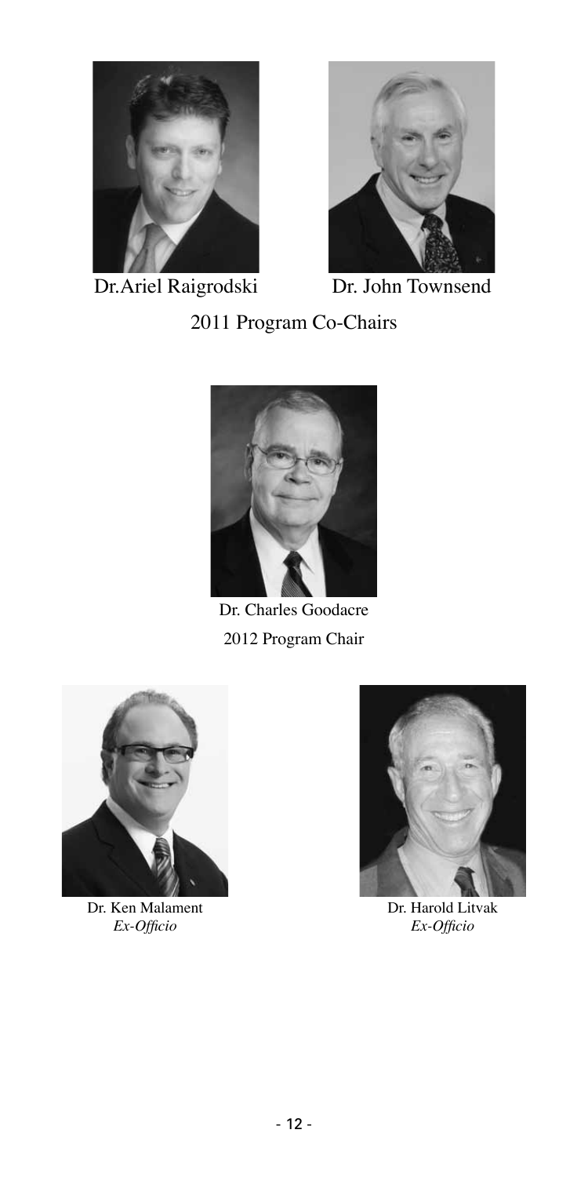Dr. Ariel Raigrodski

Dr. John Townsend

2011 Program Co-Chairs

Dr. Charles Goodacre

2012 Program Chair

Dr. Ken Malament
*Ex-Officio*

Dr. Harold Litvak
*Ex-Officio*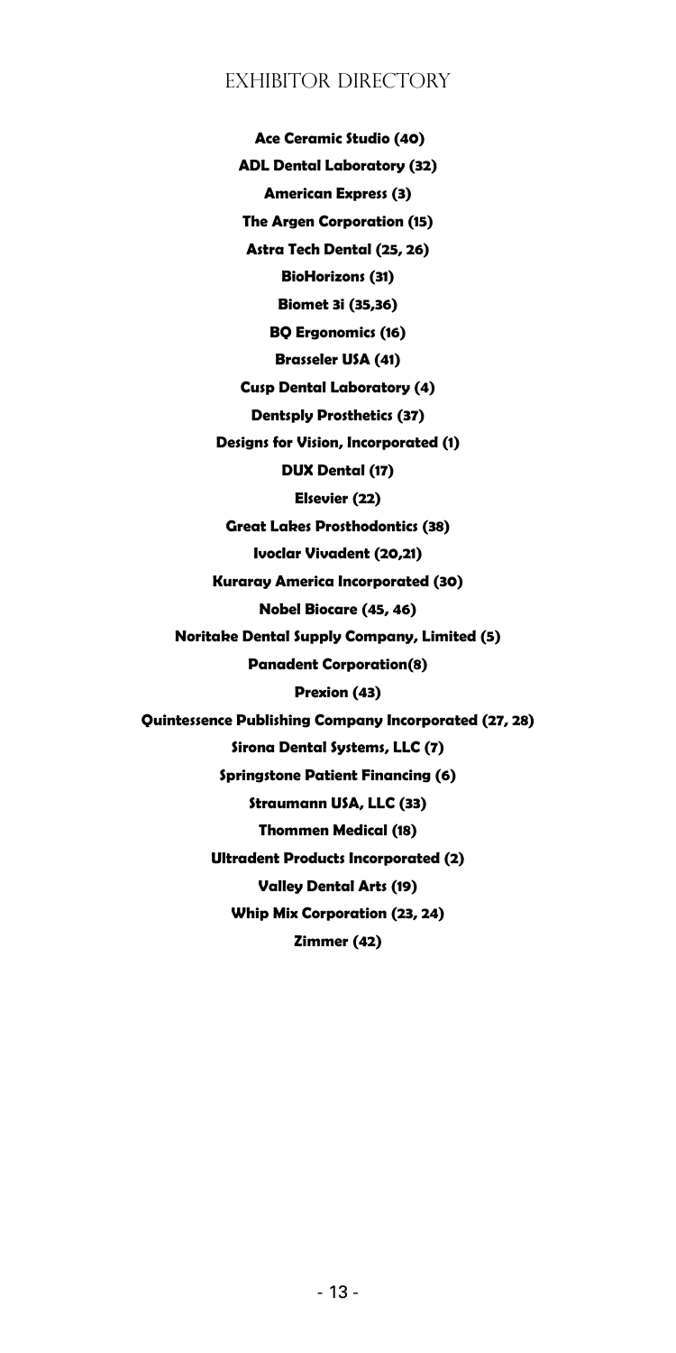# Exhibitor Directory

**Ace Ceramic Studio (40)**

**ADL Dental Laboratory (32)**

**American Express (3)**

**The Argen Corporation (15)**

**Astra Tech Dental (25, 26)**

**BioHorizons (31)**

**Biomet 3i (35,36)**

**BQ Ergonomics (16)**

**Brasseler USA (41)**

**Cusp Dental Laboratory (4)**

**Dentsply Prosthetics (37)**

**Designs for Vision, Incorporated (1)**

**DUX Dental (17)**

**Elsevier (22)**

**Great Lakes Prosthodontics (38)**

**Ivoclar Vivadent (20,21)**

**Kuraray America Incorporated (30)**

**Nobel Biocare (45, 46)**

**Noritake Dental Supply Company, Limited (5)**

**Panadent Corporation(8)**

**Prexion (43)**

**Quintessence Publishing Company Incorporated (27, 28)**

**Sirona Dental Systems, LLC (7)**

**Springstone Patient Financing (6)**

**Straumann USA, LLC (33)**

**Thommen Medical (18)**

**Ultradent Products Incorporated (2)**

**Valley Dental Arts (19)**

**Whip Mix Corporation (23, 24)**

**Zimmer (42)**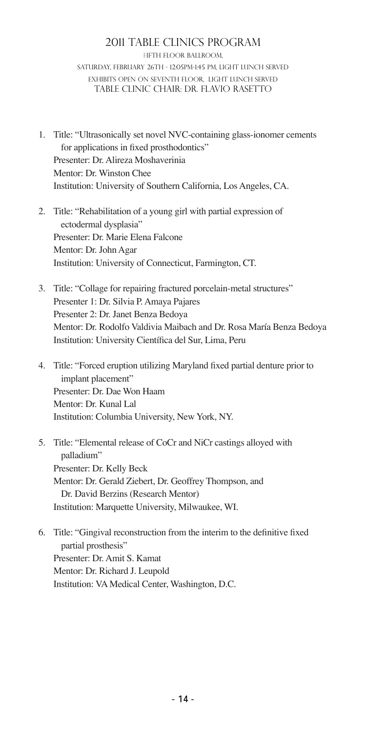# 2011 Table Clinics Program

Fifth Floor Ballroom,
Saturday, February 26th - 12:05pm-1:45 pm, Light Lunch Served
Exhibits Open on Seventh Floor, Light Lunch Served
Table Clinic Chair: Dr. Flavio Rasetto

1. Title: "Ultrasonically set novel NVC-containing glass-ionomer cements for applications in fixed prosthodontics"
   Presenter: Dr. Alireza Moshaverinia
   Mentor: Dr. Winston Chee
   Institution: University of Southern California, Los Angeles, CA.

2. Title: "Rehabilitation of a young girl with partial expression of ectodermal dysplasia"
   Presenter: Dr. Marie Elena Falcone
   Mentor: Dr. John Agar
   Institution: University of Connecticut, Farmington, CT.

3. Title: "Collage for repairing fractured porcelain-metal structures"
   Presenter 1: Dr. Silvia P. Amaya Pajares
   Presenter 2: Dr. Janet Benza Bedoya
   Mentor: Dr. Rodolfo Valdivia Maibach and Dr. Rosa María Benza Bedoya
   Institution: University Científica del Sur, Lima, Peru

4. Title: "Forced eruption utilizing Maryland fixed partial denture prior to implant placement"
   Presenter: Dr. Dae Won Haam
   Mentor: Dr. Kunal Lal
   Institution: Columbia University, New York, NY.

5. Title: "Elemental release of CoCr and NiCr castings alloyed with palladium"
   Presenter: Dr. Kelly Beck
   Mentor: Dr. Gerald Ziebert, Dr. Geoffrey Thompson, and Dr. David Berzins (Research Mentor)
   Institution: Marquette University, Milwaukee, WI.

6. Title: "Gingival reconstruction from the interim to the definitive fixed partial prosthesis"
   Presenter: Dr. Amit S. Kamat
   Mentor: Dr. Richard J. Leupold
   Institution: VA Medical Center, Washington, D.C.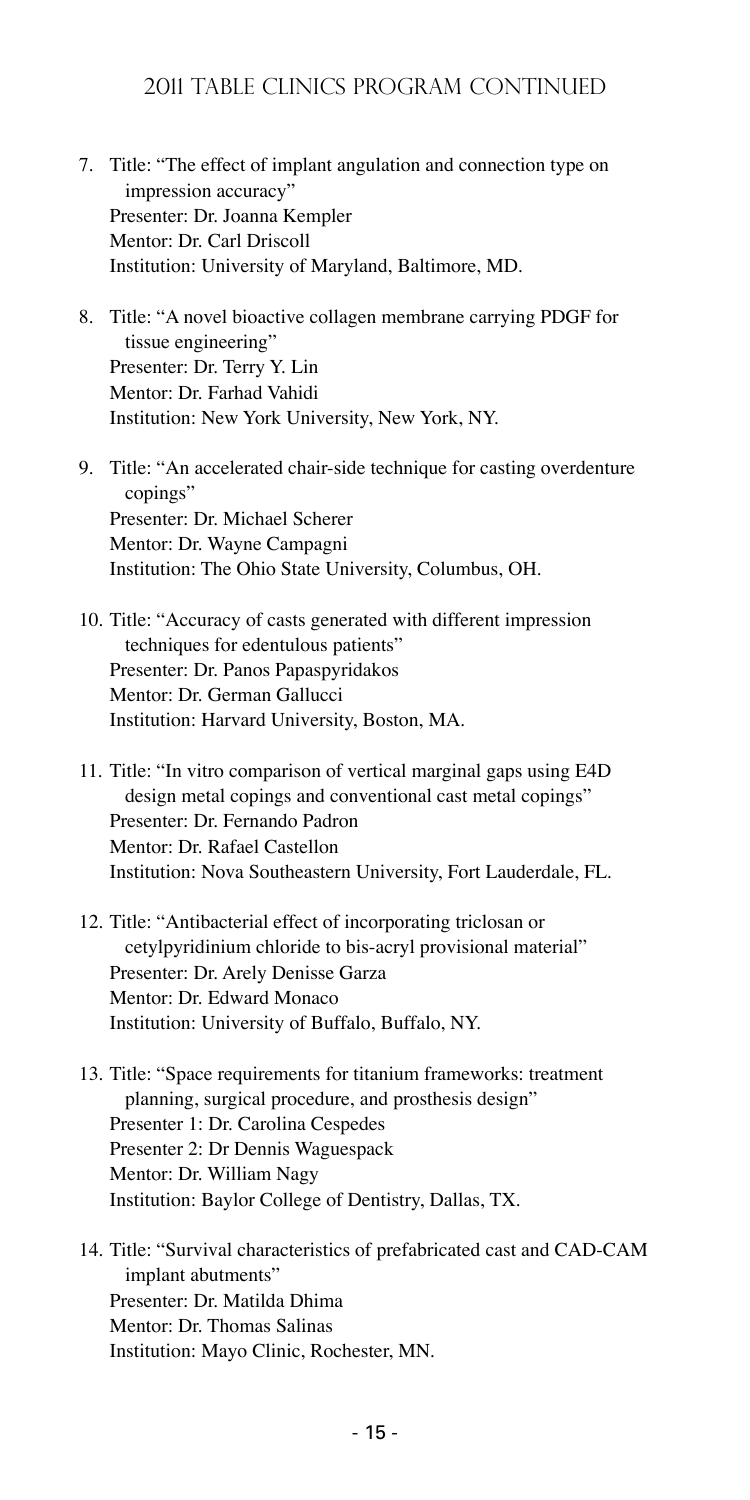## 2011 Table Clinics Program Continued

7. Title: "The effect of implant angulation and connection type on impression accuracy"
   Presenter: Dr. Joanna Kempler
   Mentor: Dr. Carl Driscoll
   Institution: University of Maryland, Baltimore, MD.

8. Title: "A novel bioactive collagen membrane carrying PDGF for tissue engineering"
   Presenter: Dr. Terry Y. Lin
   Mentor: Dr. Farhad Vahidi
   Institution: New York University, New York, NY.

9. Title: "An accelerated chair-side technique for casting overdenture copings"
   Presenter: Dr. Michael Scherer
   Mentor: Dr. Wayne Campagni
   Institution: The Ohio State University, Columbus, OH.

10. Title: "Accuracy of casts generated with different impression techniques for edentulous patients"
    Presenter: Dr. Panos Papaspyridakos
    Mentor: Dr. German Gallucci
    Institution: Harvard University, Boston, MA.

11. Title: "In vitro comparison of vertical marginal gaps using E4D design metal copings and conventional cast metal copings"
    Presenter: Dr. Fernando Padron
    Mentor: Dr. Rafael Castellon
    Institution: Nova Southeastern University, Fort Lauderdale, FL.

12. Title: "Antibacterial effect of incorporating triclosan or cetylpyridinium chloride to bis-acryl provisional material"
    Presenter: Dr. Arely Denisse Garza
    Mentor: Dr. Edward Monaco
    Institution: University of Buffalo, Buffalo, NY.

13. Title: "Space requirements for titanium frameworks: treatment planning, surgical procedure, and prosthesis design"
    Presenter 1: Dr. Carolina Cespedes
    Presenter 2: Dr Dennis Waguespack
    Mentor: Dr. William Nagy
    Institution: Baylor College of Dentistry, Dallas, TX.

14. Title: "Survival characteristics of prefabricated cast and CAD-CAM implant abutments"
    Presenter: Dr. Matilda Dhima
    Mentor: Dr. Thomas Salinas
    Institution: Mayo Clinic, Rochester, MN.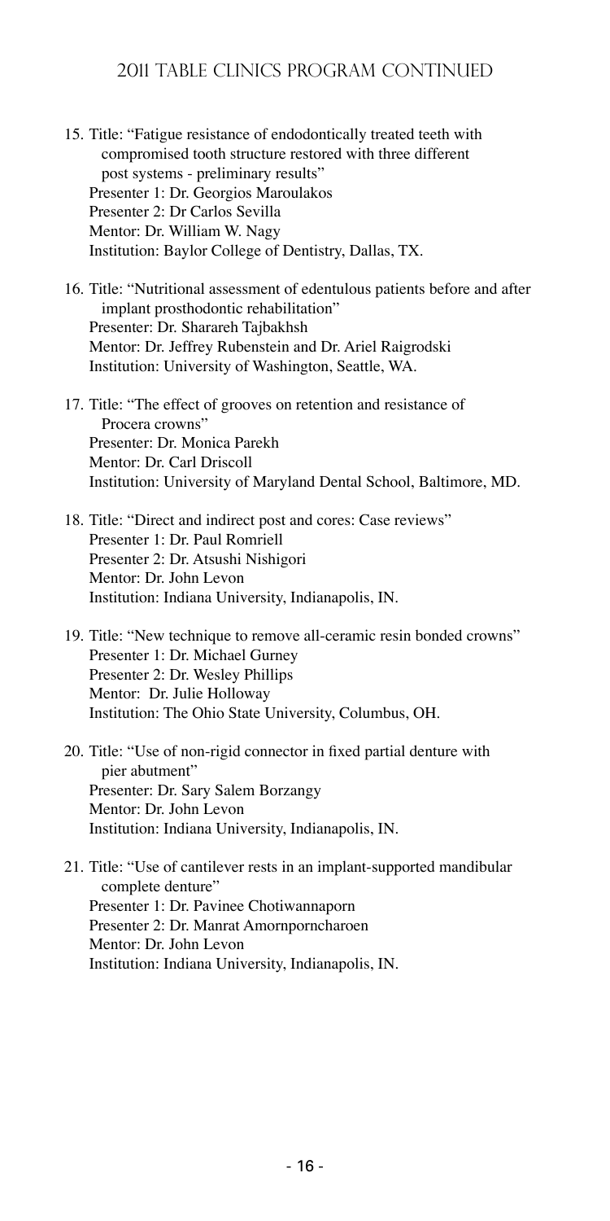## 2011 Table Clinics Program Continued

15. Title: "Fatigue resistance of endodontically treated teeth with compromised tooth structure restored with three different post systems - preliminary results"
    Presenter 1: Dr. Georgios Maroulakos
    Presenter 2: Dr Carlos Sevilla
    Mentor: Dr. William W. Nagy
    Institution: Baylor College of Dentistry, Dallas, TX.

16. Title: "Nutritional assessment of edentulous patients before and after implant prosthodontic rehabilitation"
    Presenter: Dr. Sharareh Tajbakhsh
    Mentor: Dr. Jeffrey Rubenstein and Dr. Ariel Raigrodski
    Institution: University of Washington, Seattle, WA.

17. Title: "The effect of grooves on retention and resistance of Procera crowns"
    Presenter: Dr. Monica Parekh
    Mentor: Dr. Carl Driscoll
    Institution: University of Maryland Dental School, Baltimore, MD.

18. Title: "Direct and indirect post and cores: Case reviews"
    Presenter 1: Dr. Paul Romriell
    Presenter 2: Dr. Atsushi Nishigori
    Mentor: Dr. John Levon
    Institution: Indiana University, Indianapolis, IN.

19. Title: "New technique to remove all-ceramic resin bonded crowns"
    Presenter 1: Dr. Michael Gurney
    Presenter 2: Dr. Wesley Phillips
    Mentor: Dr. Julie Holloway
    Institution: The Ohio State University, Columbus, OH.

20. Title: "Use of non-rigid connector in fixed partial denture with pier abutment"
    Presenter: Dr. Sary Salem Borzangy
    Mentor: Dr. John Levon
    Institution: Indiana University, Indianapolis, IN.

21. Title: "Use of cantilever rests in an implant-supported mandibular complete denture"
    Presenter 1: Dr. Pavinee Chotiwannaporn
    Presenter 2: Dr. Manrat Amornporncharoen
    Mentor: Dr. John Levon
    Institution: Indiana University, Indianapolis, IN.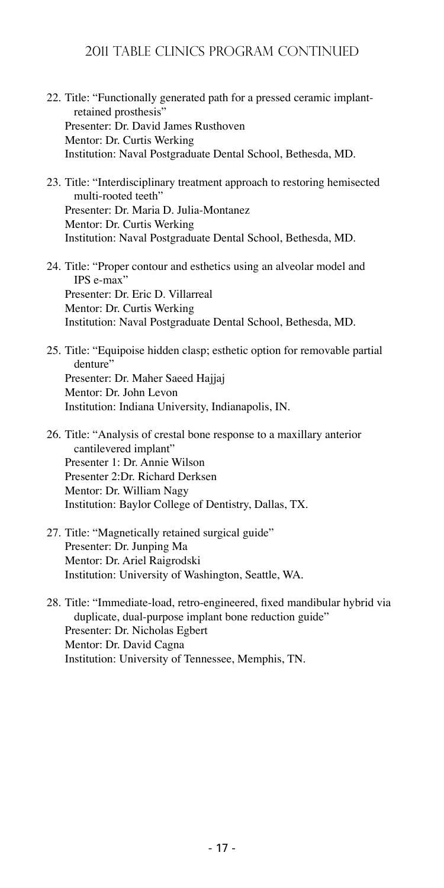## 2011 Table Clinics Program Continued

22. Title: "Functionally generated path for a pressed ceramic implant-retained prosthesis"
    Presenter: Dr. David James Rusthoven
    Mentor: Dr. Curtis Werking
    Institution: Naval Postgraduate Dental School, Bethesda, MD.

23. Title: "Interdisciplinary treatment approach to restoring hemisected multi-rooted teeth"
    Presenter: Dr. Maria D. Julia-Montanez
    Mentor: Dr. Curtis Werking
    Institution: Naval Postgraduate Dental School, Bethesda, MD.

24. Title: "Proper contour and esthetics using an alveolar model and IPS e-max"
    Presenter: Dr. Eric D. Villarreal
    Mentor: Dr. Curtis Werking
    Institution: Naval Postgraduate Dental School, Bethesda, MD.

25. Title: "Equipoise hidden clasp; esthetic option for removable partial denture"
    Presenter: Dr. Maher Saeed Hajjaj
    Mentor: Dr. John Levon
    Institution: Indiana University, Indianapolis, IN.

26. Title: "Analysis of crestal bone response to a maxillary anterior cantilevered implant"
    Presenter 1: Dr. Annie Wilson
    Presenter 2:Dr. Richard Derksen
    Mentor: Dr. William Nagy
    Institution: Baylor College of Dentistry, Dallas, TX.

27. Title: "Magnetically retained surgical guide"
    Presenter: Dr. Junping Ma
    Mentor: Dr. Ariel Raigrodski
    Institution: University of Washington, Seattle, WA.

28. Title: "Immediate-load, retro-engineered, fixed mandibular hybrid via duplicate, dual-purpose implant bone reduction guide"
    Presenter: Dr. Nicholas Egbert
    Mentor: Dr. David Cagna
    Institution: University of Tennessee, Memphis, TN.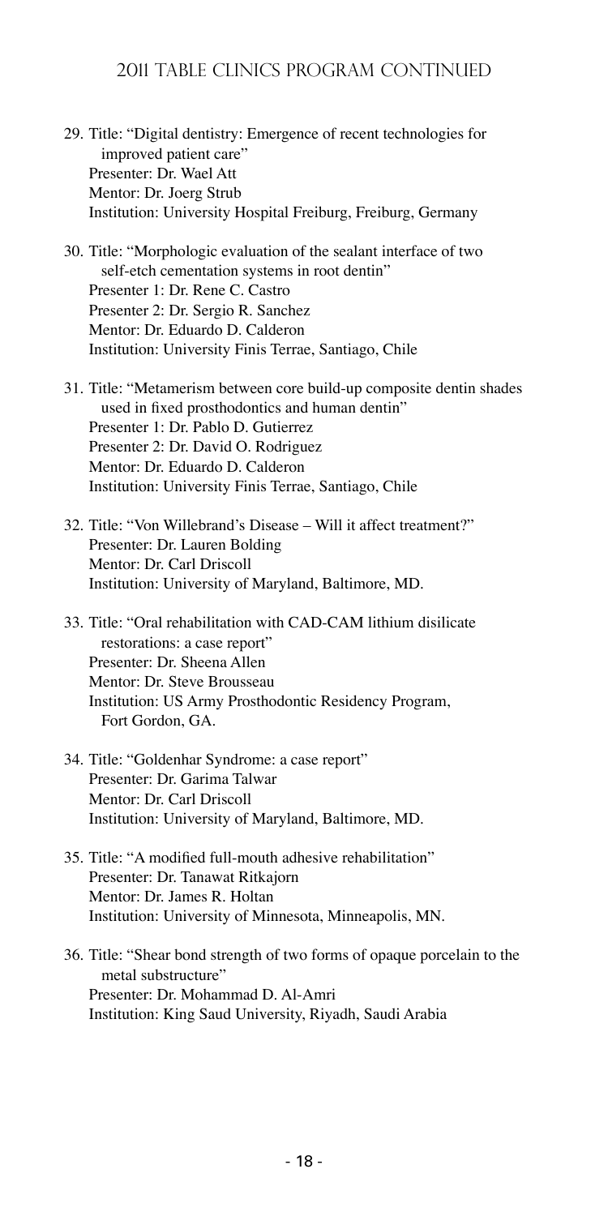## 2011 Table Clinics Program Continued

29. Title: "Digital dentistry: Emergence of recent technologies for improved patient care"
    Presenter: Dr. Wael Att
    Mentor: Dr. Joerg Strub
    Institution: University Hospital Freiburg, Freiburg, Germany

30. Title: "Morphologic evaluation of the sealant interface of two self-etch cementation systems in root dentin"
    Presenter 1: Dr. Rene C. Castro
    Presenter 2: Dr. Sergio R. Sanchez
    Mentor: Dr. Eduardo D. Calderon
    Institution: University Finis Terrae, Santiago, Chile

31. Title: "Metamerism between core build-up composite dentin shades used in fixed prosthodontics and human dentin"
    Presenter 1: Dr. Pablo D. Gutierrez
    Presenter 2: Dr. David O. Rodriguez
    Mentor: Dr. Eduardo D. Calderon
    Institution: University Finis Terrae, Santiago, Chile

32. Title: "Von Willebrand's Disease – Will it affect treatment?"
    Presenter: Dr. Lauren Bolding
    Mentor: Dr. Carl Driscoll
    Institution: University of Maryland, Baltimore, MD.

33. Title: "Oral rehabilitation with CAD-CAM lithium disilicate restorations: a case report"
    Presenter: Dr. Sheena Allen
    Mentor: Dr. Steve Brousseau
    Institution: US Army Prosthodontic Residency Program, Fort Gordon, GA.

34. Title: "Goldenhar Syndrome: a case report"
    Presenter: Dr. Garima Talwar
    Mentor: Dr. Carl Driscoll
    Institution: University of Maryland, Baltimore, MD.

35. Title: "A modified full-mouth adhesive rehabilitation"
    Presenter: Dr. Tanawat Ritkajorn
    Mentor: Dr. James R. Holtan
    Institution: University of Minnesota, Minneapolis, MN.

36. Title: "Shear bond strength of two forms of opaque porcelain to the metal substructure"
    Presenter: Dr. Mohammad D. Al-Amri
    Institution: King Saud University, Riyadh, Saudi Arabia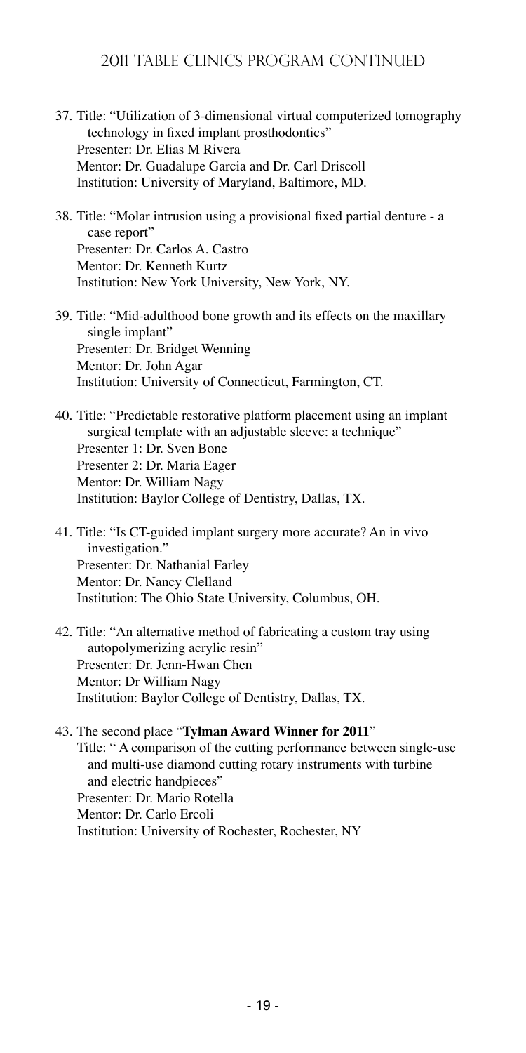## 2011 Table Clinics Program Continued

37. Title: "Utilization of 3-dimensional virtual computerized tomography technology in fixed implant prosthodontics"
    Presenter: Dr. Elias M Rivera
    Mentor: Dr. Guadalupe Garcia and Dr. Carl Driscoll
    Institution: University of Maryland, Baltimore, MD.

38. Title: "Molar intrusion using a provisional fixed partial denture - a case report"
    Presenter: Dr. Carlos A. Castro
    Mentor: Dr. Kenneth Kurtz
    Institution: New York University, New York, NY.

39. Title: "Mid-adulthood bone growth and its effects on the maxillary single implant"
    Presenter: Dr. Bridget Wenning
    Mentor: Dr. John Agar
    Institution: University of Connecticut, Farmington, CT.

40. Title: "Predictable restorative platform placement using an implant surgical template with an adjustable sleeve: a technique"
    Presenter 1: Dr. Sven Bone
    Presenter 2: Dr. Maria Eager
    Mentor: Dr. William Nagy
    Institution: Baylor College of Dentistry, Dallas, TX.

41. Title: "Is CT-guided implant surgery more accurate? An in vivo investigation."
    Presenter: Dr. Nathanial Farley
    Mentor: Dr. Nancy Clelland
    Institution: The Ohio State University, Columbus, OH.

42. Title: "An alternative method of fabricating a custom tray using autopolymerizing acrylic resin"
    Presenter: Dr. Jenn-Hwan Chen
    Mentor: Dr William Nagy
    Institution: Baylor College of Dentistry, Dallas, TX.

43. The second place "**Tylman Award Winner for 2011**"
    Title: " A comparison of the cutting performance between single-use and multi-use diamond cutting rotary instruments with turbine and electric handpieces"
    Presenter: Dr. Mario Rotella
    Mentor: Dr. Carlo Ercoli
    Institution: University of Rochester, Rochester, NY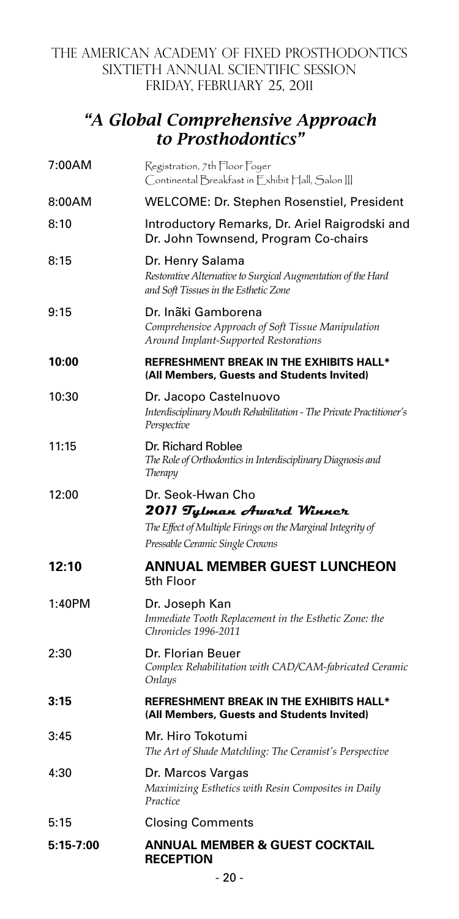The American Academy of Fixed Prosthodontics
Sixtieth Annual Scientific Session
Friday, February 25, 2011

## *"A Global Comprehensive Approach to Prosthodontics"*

| | |
|---|---|
| 7:00AM | Registration, 7th Floor Foyer<br>Continental Breakfast in Exhibit Hall, Salon III |
| 8:00AM | WELCOME: Dr. Stephen Rosenstiel, President |
| 8:10 | Introductory Remarks, Dr. Ariel Raigrodski and Dr. John Townsend, Program Co-chairs |
| 8:15 | Dr. Henry Salama<br>*Restorative Alternative to Surgical Augmentation of the Hard and Soft Tissues in the Esthetic Zone* |
| 9:15 | Dr. Inãki Gamborena<br>*Comprehensive Approach of Soft Tissue Manipulation Around Implant-Supported Restorations* |
| **10:00** | **REFRESHMENT BREAK IN THE EXHIBITS HALL\***<br>**(All Members, Guests and Students Invited)** |
| 10:30 | Dr. Jacopo Castelnuovo<br>*Interdisciplinary Mouth Rehabilitation - The Private Practitioner's Perspective* |
| 11:15 | Dr. Richard Roblee<br>*The Role of Orthodontics in Interdisciplinary Diagnosis and Therapy* |
| 12:00 | Dr. Seok-Hwan Cho<br>**2011 Tylman Award Winner**<br>*The Effect of Multiple Firings on the Marginal Integrity of Pressable Ceramic Single Crowns* |
| **12:10** | **ANNUAL MEMBER GUEST LUNCHEON**<br>5th Floor |
| 1:40PM | Dr. Joseph Kan<br>*Immediate Tooth Replacement in the Esthetic Zone: the Chronicles 1996-2011* |
| 2:30 | Dr. Florian Beuer<br>*Complex Rehabilitation with CAD/CAM-fabricated Ceramic Onlays* |
| **3:15** | **REFRESHMENT BREAK IN THE EXHIBITS HALL\***<br>**(All Members, Guests and Students Invited)** |
| 3:45 | Mr. Hiro Tokotumi<br>*The Art of Shade Matchling: The Ceramist's Perspective* |
| 4:30 | Dr. Marcos Vargas<br>*Maximizing Esthetics with Resin Composites in Daily Practice* |
| 5:15 | Closing Comments |
| **5:15-7:00** | **ANNUAL MEMBER & GUEST COCKTAIL RECEPTION** |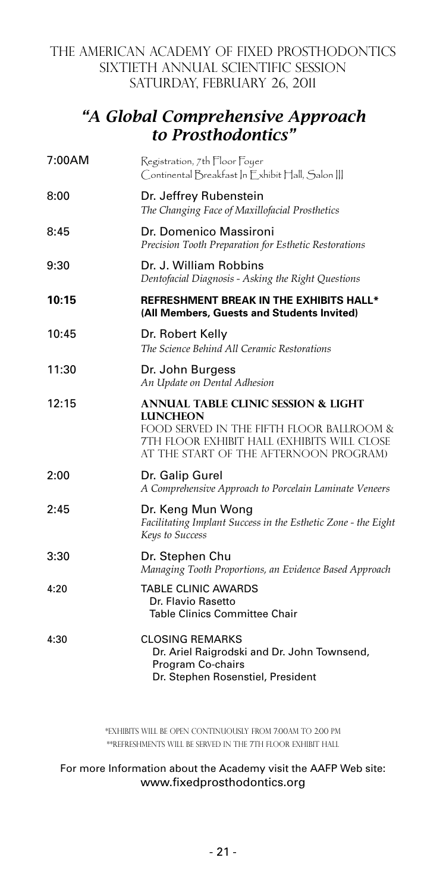The American Academy of Fixed Prosthodontics
Sixtieth Annual Scientific Session
Saturday, February 26, 2011

## *"A Global Comprehensive Approach to Prosthodontics"*

| | |
|---|---|
| 7:00AM | Registration, 7th Floor Foyer<br>Continental Breakfast In Exhibit Hall, Salon III |
| 8:00 | Dr. Jeffrey Rubenstein<br>*The Changing Face of Maxillofacial Prosthetics* |
| 8:45 | Dr. Domenico Massironi<br>*Precision Tooth Preparation for Esthetic Restorations* |
| 9:30 | Dr. J. William Robbins<br>*Dentofacial Diagnosis - Asking the Right Questions* |
| **10:15** | **REFRESHMENT BREAK IN THE EXHIBITS HALL***<br>**(All Members, Guests and Students Invited)** |
| 10:45 | Dr. Robert Kelly<br>*The Science Behind All Ceramic Restorations* |
| 11:30 | Dr. John Burgess<br>*An Update on Dental Adhesion* |
| 12:15 | **ANNUAL TABLE CLINIC SESSION & LIGHT LUNCHEON**<br>FOOD SERVED IN THE FIFTH FLOOR BALLROOM & 7TH FLOOR EXHIBIT HALL (EXHIBITS WILL CLOSE AT THE START OF THE AFTERNOON PROGRAM) |
| 2:00 | Dr. Galip Gurel<br>*A Comprehensive Approach to Porcelain Laminate Veneers* |
| 2:45 | Dr. Keng Mun Wong<br>*Facilitating Implant Success in the Esthetic Zone - the Eight Keys to Success* |
| 3:30 | Dr. Stephen Chu<br>*Managing Tooth Proportions, an Evidence Based Approach* |
| 4:20 | TABLE CLINIC AWARDS<br>Dr. Flavio Rasetto<br>Table Clinics Committee Chair |
| 4:30 | CLOSING REMARKS<br>Dr. Ariel Raigrodski and Dr. John Townsend, Program Co-chairs<br>Dr. Stephen Rosenstiel, President |

*Exhibits will be open continuously from 7:00AM to 2:00 PM
**Refreshments will be served in the 7th floor Exhibit Hall

For more Information about the Academy visit the AAFP Web site:
www.fixedprosthodontics.org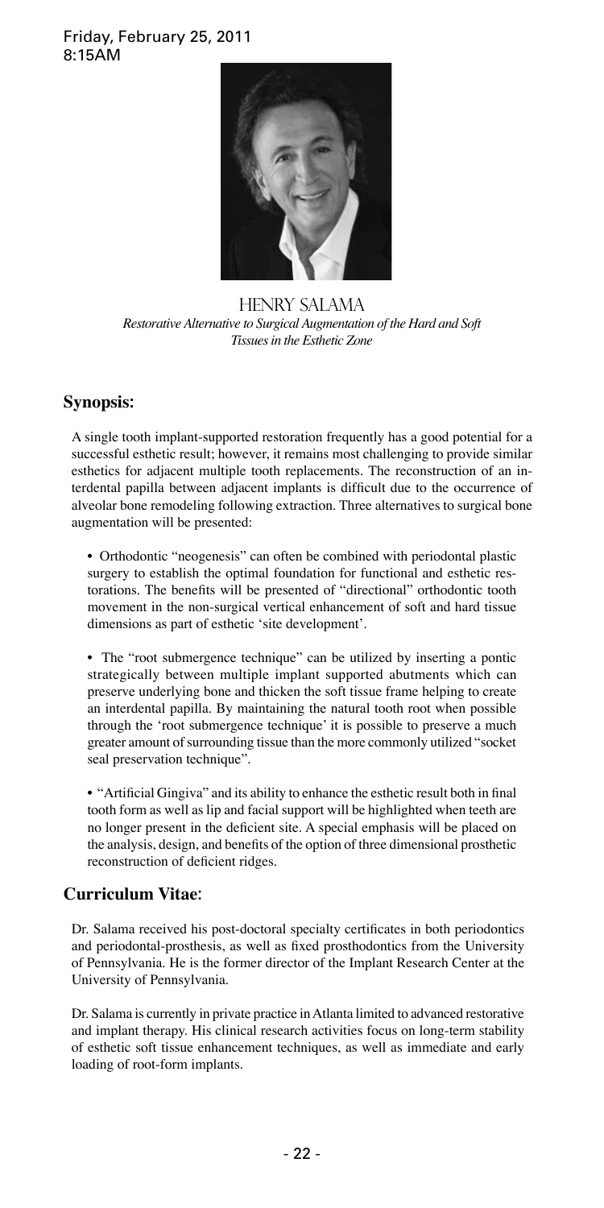Friday, February 25, 2011
8:15AM

# HENRY SALAMA

*Restorative Alternative to Surgical Augmentation of the Hard and Soft Tissues in the Esthetic Zone*

## Synopsis:

A single tooth implant-supported restoration frequently has a good potential for a successful esthetic result; however, it remains most challenging to provide similar esthetics for adjacent multiple tooth replacements. The reconstruction of an interdental papilla between adjacent implants is difficult due to the occurrence of alveolar bone remodeling following extraction. Three alternatives to surgical bone augmentation will be presented:

- Orthodontic "neogenesis" can often be combined with periodontal plastic surgery to establish the optimal foundation for functional and esthetic restorations. The benefits will be presented of "directional" orthodontic tooth movement in the non-surgical vertical enhancement of soft and hard tissue dimensions as part of esthetic 'site development'.

- The "root submergence technique" can be utilized by inserting a pontic strategically between multiple implant supported abutments which can preserve underlying bone and thicken the soft tissue frame helping to create an interdental papilla. By maintaining the natural tooth root when possible through the 'root submergence technique' it is possible to preserve a much greater amount of surrounding tissue than the more commonly utilized "socket seal preservation technique".

- "Artificial Gingiva" and its ability to enhance the esthetic result both in final tooth form as well as lip and facial support will be highlighted when teeth are no longer present in the deficient site. A special emphasis will be placed on the analysis, design, and benefits of the option of three dimensional prosthetic reconstruction of deficient ridges.

## Curriculum Vitae:

Dr. Salama received his post-doctoral specialty certificates in both periodontics and periodontal-prosthesis, as well as fixed prosthodontics from the University of Pennsylvania. He is the former director of the Implant Research Center at the University of Pennsylvania.

Dr. Salama is currently in private practice in Atlanta limited to advanced restorative and implant therapy. His clinical research activities focus on long-term stability of esthetic soft tissue enhancement techniques, as well as immediate and early loading of root-form implants.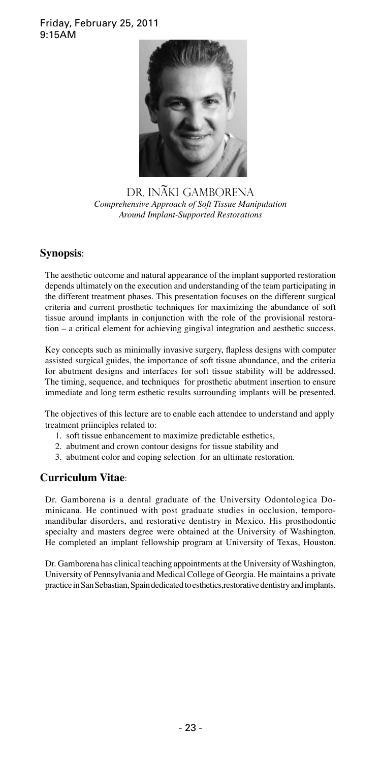Friday, February 25, 2011
9:15AM

# DR. IÑÃKI GAMBORENA

*Comprehensive Approach of Soft Tissue Manipulation Around Implant-Supported Restorations*

## Synopsis:

The aesthetic outcome and natural appearance of the implant supported restoration depends ultimately on the execution and understanding of the team participating in the different treatment phases. This presentation focuses on the different surgical criteria and current prosthetic techniques for maximizing the abundance of soft tissue around implants in conjunction with the role of the provisional restoration – a critical element for achieving gingival integration and aesthetic success.

Key concepts such as minimally invasive surgery, flapless designs with computer assisted surgical guides, the importance of soft tissue abundance, and the criteria for abutment designs and interfaces for soft tissue stability will be addressed. The timing, sequence, and techniques for prosthetic abutment insertion to ensure immediate and long term esthetic results surrounding implants will be presented.

The objectives of this lecture are to enable each attendee to understand and apply treatment priinciples related to:

1. soft tissue enhancement to maximize predictable esthetics,
2. abutment and crown contour designs for tissue stability and
3. abutment color and coping selection for an ultimate restoration.

## Curriculum Vitae:

Dr. Gamborena is a dental graduate of the University Odontologica Dominicana. He continued with post graduate studies in occlusion, temporomandibular disorders, and restorative dentistry in Mexico. His prosthodontic specialty and masters degree were obtained at the University of Washington. He completed an implant fellowship program at University of Texas, Houston.

Dr. Gamborena has clinical teaching appointments at the University of Washington, University of Pennsylvania and Medical College of Georgia. He maintains a private practice in San Sebastian, Spain dedicated to esthetics, restorative dentistry and implants.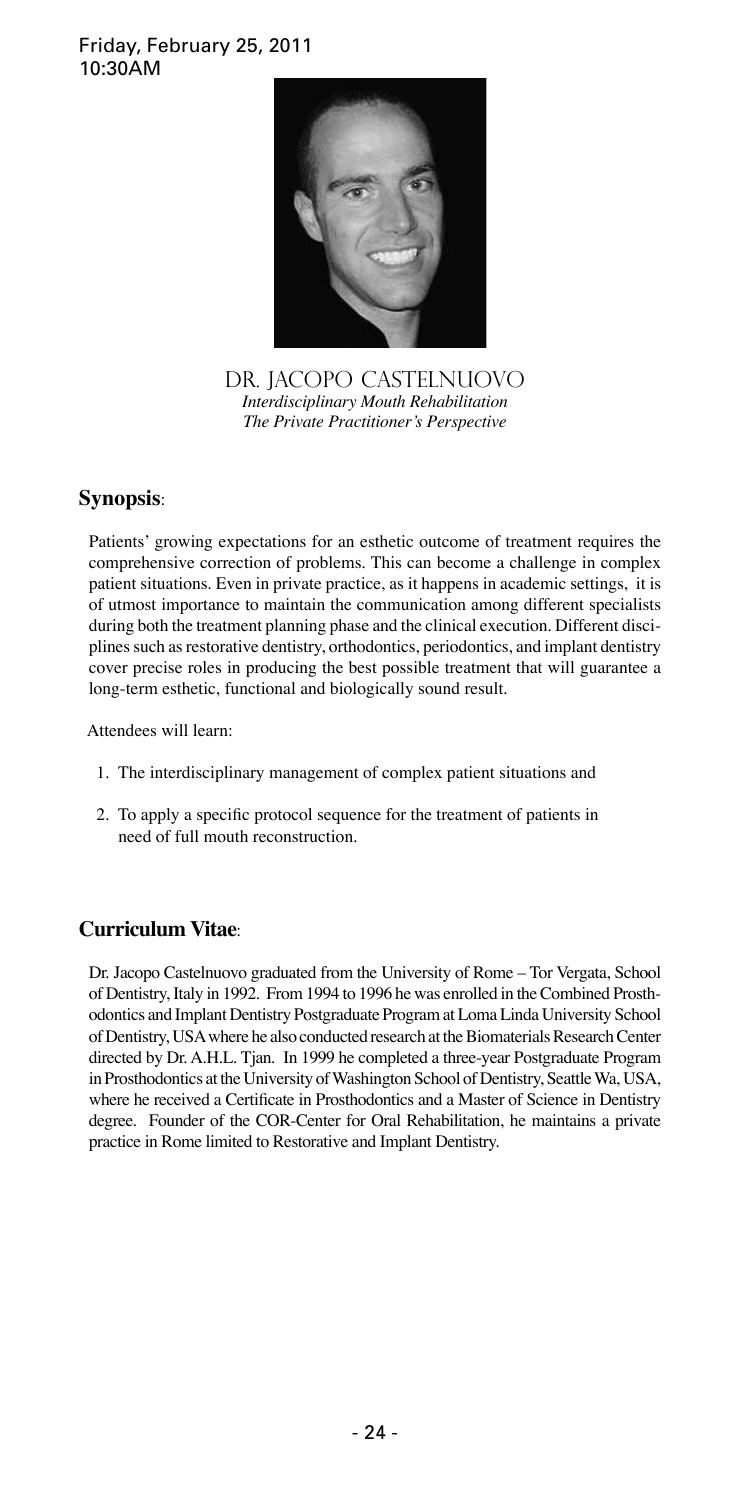Friday, February 25, 2011
10:30AM

DR. JACOPO CASTELNUOVO

*Interdisciplinary Mouth Rehabilitation*
*The Private Practitioner's Perspective*

## Synopsis:

Patients' growing expectations for an esthetic outcome of treatment requires the comprehensive correction of problems. This can become a challenge in complex patient situations. Even in private practice, as it happens in academic settings, it is of utmost importance to maintain the communication among different specialists during both the treatment planning phase and the clinical execution. Different disciplines such as restorative dentistry, orthodontics, periodontics, and implant dentistry cover precise roles in producing the best possible treatment that will guarantee a long-term esthetic, functional and biologically sound result.

Attendees will learn:

1. The interdisciplinary management of complex patient situations and
2. To apply a specific protocol sequence for the treatment of patients in need of full mouth reconstruction.

## Curriculum Vitae:

Dr. Jacopo Castelnuovo graduated from the University of Rome – Tor Vergata, School of Dentistry, Italy in 1992. From 1994 to 1996 he was enrolled in the Combined Prosthodontics and Implant Dentistry Postgraduate Program at Loma Linda University School of Dentistry, USA where he also conducted research at the Biomaterials Research Center directed by Dr. A.H.L. Tjan. In 1999 he completed a three-year Postgraduate Program in Prosthodontics at the University of Washington School of Dentistry, Seattle Wa, USA, where he received a Certificate in Prosthodontics and a Master of Science in Dentistry degree. Founder of the COR-Center for Oral Rehabilitation, he maintains a private practice in Rome limited to Restorative and Implant Dentistry.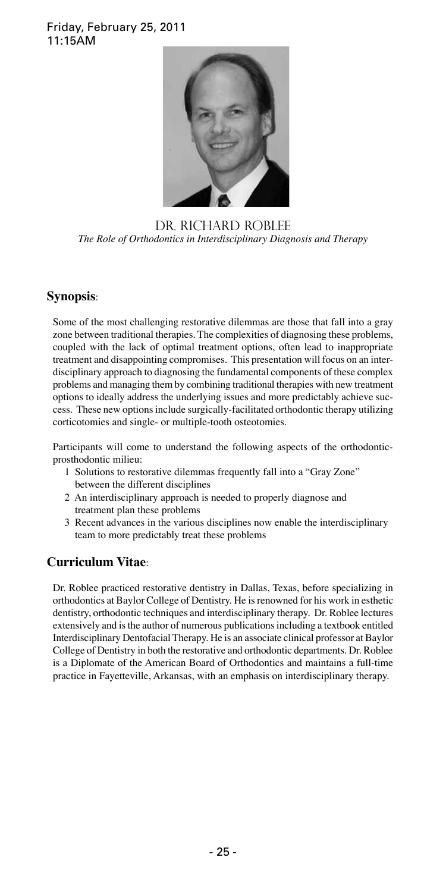Friday, February 25, 2011
11:15AM

## DR. RICHARD ROBLEE

*The Role of Orthodontics in Interdisciplinary Diagnosis and Therapy*

### Synopsis:

Some of the most challenging restorative dilemmas are those that fall into a gray zone between traditional therapies. The complexities of diagnosing these problems, coupled with the lack of optimal treatment options, often lead to inappropriate treatment and disappointing compromises. This presentation will focus on an interdisciplinary approach to diagnosing the fundamental components of these complex problems and managing them by combining traditional therapies with new treatment options to ideally address the underlying issues and more predictably achieve success. These new options include surgically-facilitated orthodontic therapy utilizing corticotomies and single- or multiple-tooth osteotomies.

Participants will come to understand the following aspects of the orthodontic-prosthodontic milieu:

1. Solutions to restorative dilemmas frequently fall into a "Gray Zone" between the different disciplines
2. An interdisciplinary approach is needed to properly diagnose and treatment plan these problems
3. Recent advances in the various disciplines now enable the interdisciplinary team to more predictably treat these problems

### Curriculum Vitae:

Dr. Roblee practiced restorative dentistry in Dallas, Texas, before specializing in orthodontics at Baylor College of Dentistry. He is renowned for his work in esthetic dentistry, orthodontic techniques and interdisciplinary therapy. Dr. Roblee lectures extensively and is the author of numerous publications including a textbook entitled Interdisciplinary Dentofacial Therapy. He is an associate clinical professor at Baylor College of Dentistry in both the restorative and orthodontic departments. Dr. Roblee is a Diplomate of the American Board of Orthodontics and maintains a full-time practice in Fayetteville, Arkansas, with an emphasis on interdisciplinary therapy.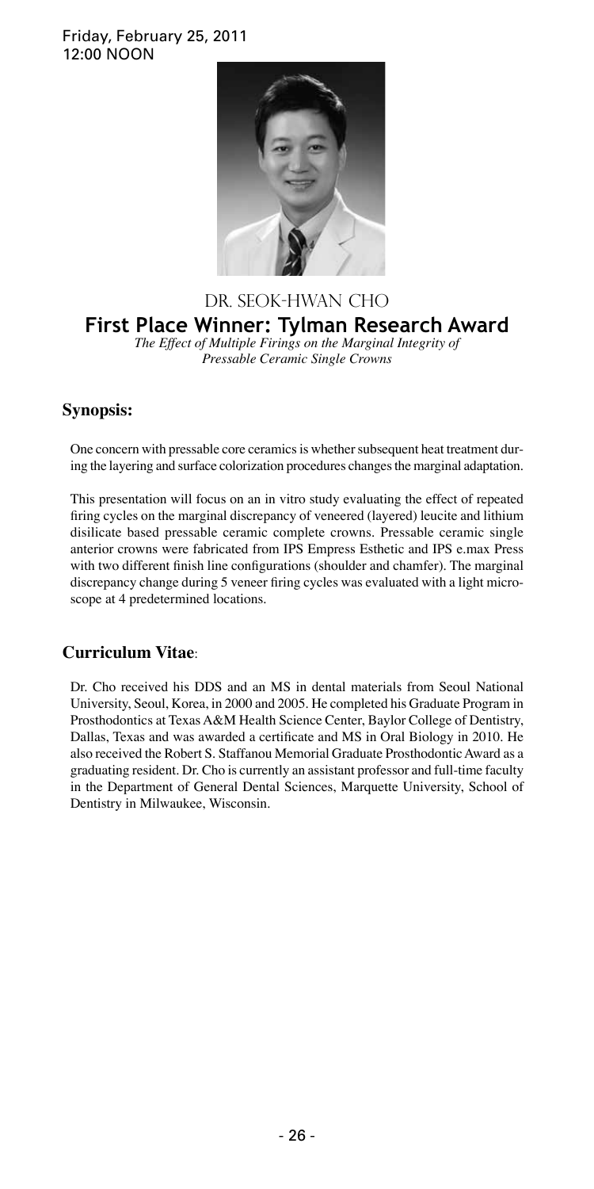Friday, February 25, 2011
12:00 NOON

# DR. SEOK-HWAN CHO

## First Place Winner: Tylman Research Award

*The Effect of Multiple Firings on the Marginal Integrity of Pressable Ceramic Single Crowns*

### Synopsis:

One concern with pressable core ceramics is whether subsequent heat treatment during the layering and surface colorization procedures changes the marginal adaptation.

This presentation will focus on an in vitro study evaluating the effect of repeated firing cycles on the marginal discrepancy of veneered (layered) leucite and lithium disilicate based pressable ceramic complete crowns. Pressable ceramic single anterior crowns were fabricated from IPS Empress Esthetic and IPS e.max Press with two different finish line configurations (shoulder and chamfer). The marginal discrepancy change during 5 veneer firing cycles was evaluated with a light microscope at 4 predetermined locations.

### Curriculum Vitae:

Dr. Cho received his DDS and an MS in dental materials from Seoul National University, Seoul, Korea, in 2000 and 2005. He completed his Graduate Program in Prosthodontics at Texas A&M Health Science Center, Baylor College of Dentistry, Dallas, Texas and was awarded a certificate and MS in Oral Biology in 2010. He also received the Robert S. Staffanou Memorial Graduate Prosthodontic Award as a graduating resident. Dr. Cho is currently an assistant professor and full-time faculty in the Department of General Dental Sciences, Marquette University, School of Dentistry in Milwaukee, Wisconsin.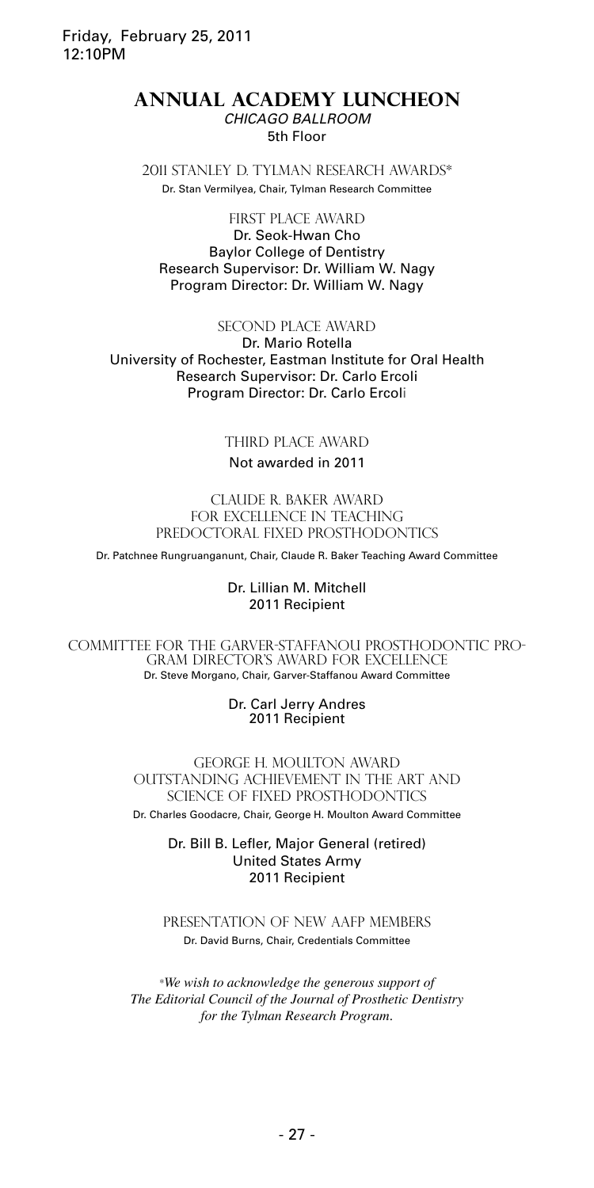Friday, February 25, 2011
12:10PM

# Annual Academy Luncheon

*CHICAGO BALLROOM*

5th Floor

## 2011 Stanley D. Tylman Research Awards*

Dr. Stan Vermilyea, Chair, Tylman Research Committee

### First Place Award

Dr. Seok-Hwan Cho
Baylor College of Dentistry
Research Supervisor: Dr. William W. Nagy
Program Director: Dr. William W. Nagy

### Second Place Award

Dr. Mario Rotella
University of Rochester, Eastman Institute for Oral Health
Research Supervisor: Dr. Carlo Ercoli
Program Director: Dr. Carlo Ercoli

### Third Place Award

Not awarded in 2011

## Claude R. Baker Award for Excellence in Teaching Predoctoral Fixed Prosthodontics

Dr. Patchnee Rungruanganunt, Chair, Claude R. Baker Teaching Award Committee

Dr. Lillian M. Mitchell
2011 Recipient

## Committee for the Garver-Staffanou Prosthodontic Program Director's Award for Excellence

Dr. Steve Morgano, Chair, Garver-Staffanou Award Committee

Dr. Carl Jerry Andres
2011 Recipient

## George H. Moulton Award Outstanding Achievement in the Art and Science of Fixed Prosthodontics

Dr. Charles Goodacre, Chair, George H. Moulton Award Committee

Dr. Bill B. Lefler, Major General (retired)
United States Army
2011 Recipient

## Presentation of New AAFP Members

Dr. David Burns, Chair, Credentials Committee

**We wish to acknowledge the generous support of The Editorial Council of the Journal of Prosthetic Dentistry for the Tylman Research Program.*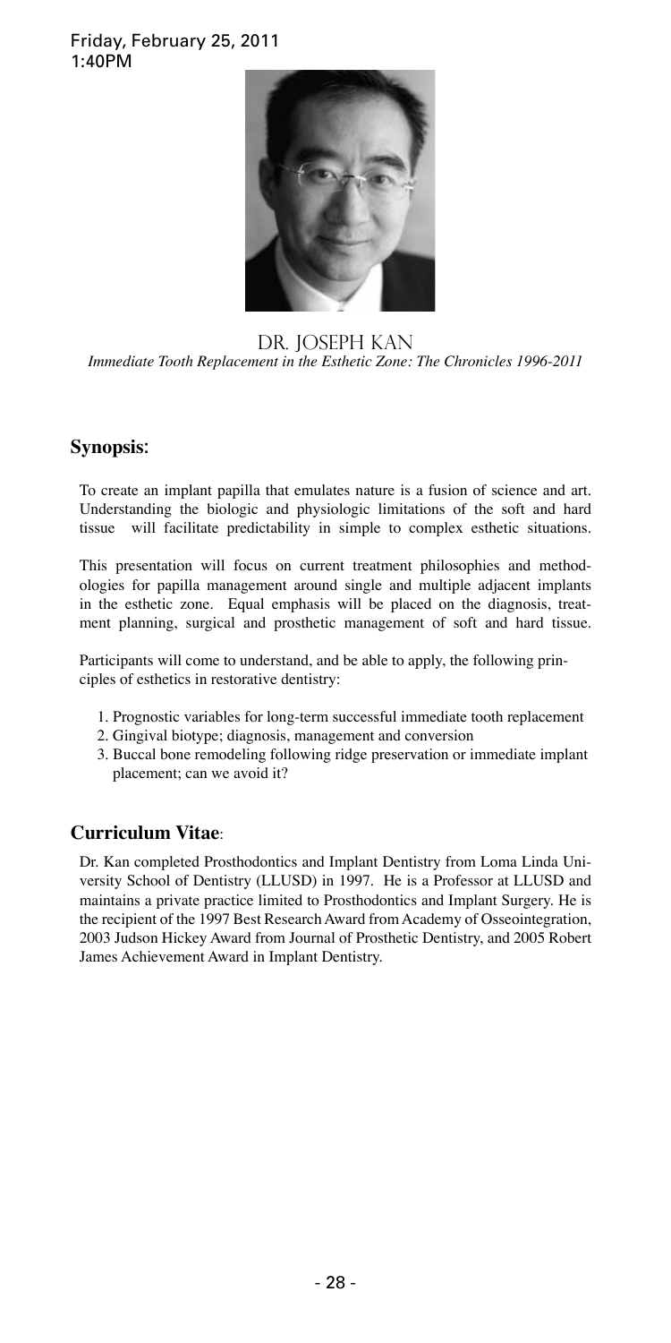Friday, February 25, 2011
1:40PM

# DR. JOSEPH KAN

*Immediate Tooth Replacement in the Esthetic Zone: The Chronicles 1996-2011*

## Synopsis:

To create an implant papilla that emulates nature is a fusion of science and art. Understanding the biologic and physiologic limitations of the soft and hard tissue will facilitate predictability in simple to complex esthetic situations.

This presentation will focus on current treatment philosophies and methodologies for papilla management around single and multiple adjacent implants in the esthetic zone. Equal emphasis will be placed on the diagnosis, treatment planning, surgical and prosthetic management of soft and hard tissue.

Participants will come to understand, and be able to apply, the following principles of esthetics in restorative dentistry:

1. Prognostic variables for long-term successful immediate tooth replacement
2. Gingival biotype; diagnosis, management and conversion
3. Buccal bone remodeling following ridge preservation or immediate implant placement; can we avoid it?

## Curriculum Vitae:

Dr. Kan completed Prosthodontics and Implant Dentistry from Loma Linda University School of Dentistry (LLUSD) in 1997. He is a Professor at LLUSD and maintains a private practice limited to Prosthodontics and Implant Surgery. He is the recipient of the 1997 Best Research Award from Academy of Osseointegration, 2003 Judson Hickey Award from Journal of Prosthetic Dentistry, and 2005 Robert James Achievement Award in Implant Dentistry.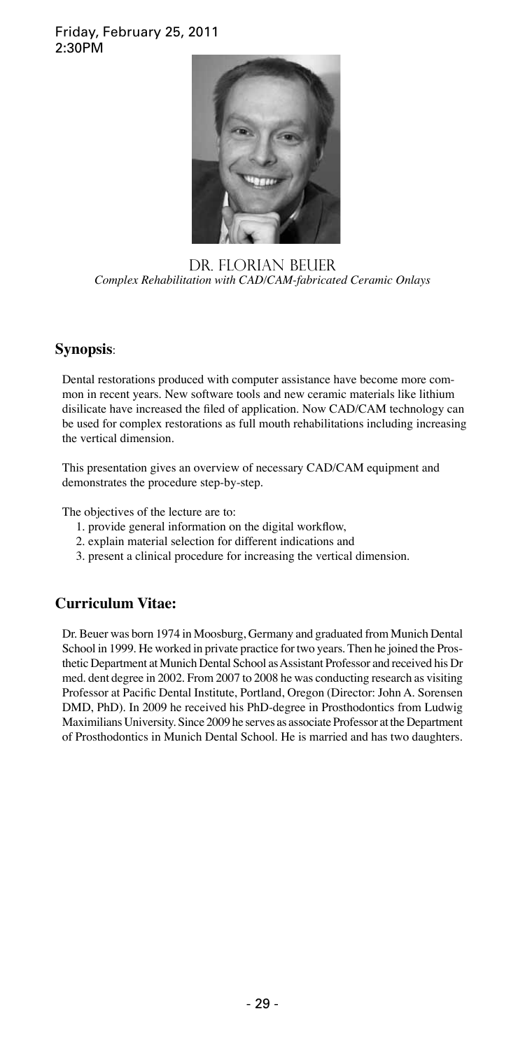Friday, February 25, 2011
2:30PM

## DR. FLORIAN BEUER

*Complex Rehabilitation with CAD/CAM-fabricated Ceramic Onlays*

### **Synopsis**:

Dental restorations produced with computer assistance have become more common in recent years. New software tools and new ceramic materials like lithium disilicate have increased the filed of application. Now CAD/CAM technology can be used for complex restorations as full mouth rehabilitations including increasing the vertical dimension.

This presentation gives an overview of necessary CAD/CAM equipment and demonstrates the procedure step-by-step.

The objectives of the lecture are to:

1. provide general information on the digital workflow,
2. explain material selection for different indications and
3. present a clinical procedure for increasing the vertical dimension.

### **Curriculum Vitae:**

Dr. Beuer was born 1974 in Moosburg, Germany and graduated from Munich Dental School in 1999. He worked in private practice for two years. Then he joined the Prosthetic Department at Munich Dental School as Assistant Professor and received his Dr med. dent degree in 2002. From 2007 to 2008 he was conducting research as visiting Professor at Pacific Dental Institute, Portland, Oregon (Director: John A. Sorensen DMD, PhD). In 2009 he received his PhD-degree in Prosthodontics from Ludwig Maximilians University. Since 2009 he serves as associate Professor at the Department of Prosthodontics in Munich Dental School. He is married and has two daughters.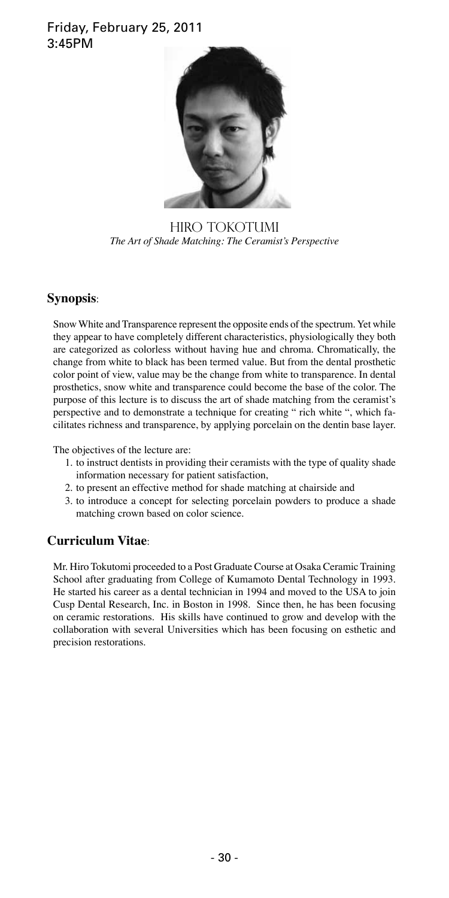Friday, February 25, 2011
3:45PM

## HIRO TOKOTUMI

*The Art of Shade Matching: The Ceramist's Perspective*

### Synopsis:

Snow White and Transparence represent the opposite ends of the spectrum. Yet while they appear to have completely different characteristics, physiologically they both are categorized as colorless without having hue and chroma. Chromatically, the change from white to black has been termed value. But from the dental prosthetic color point of view, value may be the change from white to transparence. In dental prosthetics, snow white and transparence could become the base of the color. The purpose of this lecture is to discuss the art of shade matching from the ceramist's perspective and to demonstrate a technique for creating " rich white ", which facilitates richness and transparence, by applying porcelain on the dentin base layer.

The objectives of the lecture are:

1. to instruct dentists in providing their ceramists with the type of quality shade information necessary for patient satisfaction,
2. to present an effective method for shade matching at chairside and
3. to introduce a concept for selecting porcelain powders to produce a shade matching crown based on color science.

### Curriculum Vitae:

Mr. Hiro Tokutomi proceeded to a Post Graduate Course at Osaka Ceramic Training School after graduating from College of Kumamoto Dental Technology in 1993. He started his career as a dental technician in 1994 and moved to the USA to join Cusp Dental Research, Inc. in Boston in 1998. Since then, he has been focusing on ceramic restorations. His skills have continued to grow and develop with the collaboration with several Universities which has been focusing on esthetic and precision restorations.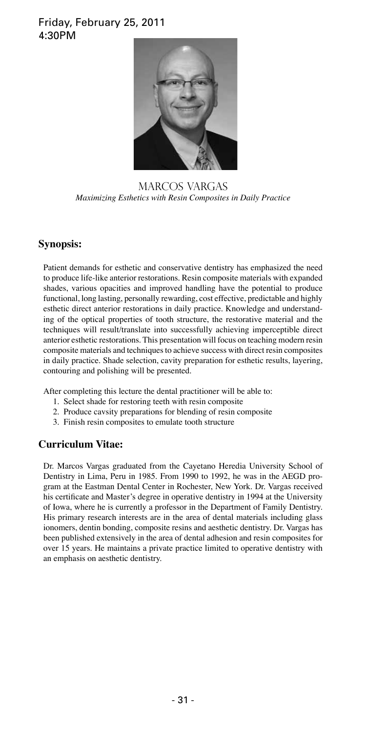Friday, February 25, 2011
4:30PM

MARCOS VARGAS

*Maximizing Esthetics with Resin Composites in Daily Practice*

## Synopsis:

Patient demands for esthetic and conservative dentistry has emphasized the need to produce life-like anterior restorations. Resin composite materials with expanded shades, various opacities and improved handling have the potential to produce functional, long lasting, personally rewarding, cost effective, predictable and highly esthetic direct anterior restorations in daily practice. Knowledge and understanding of the optical properties of tooth structure, the restorative material and the techniques will result/translate into successfully achieving imperceptible direct anterior esthetic restorations. This presentation will focus on teaching modern resin composite materials and techniques to achieve success with direct resin composites in daily practice. Shade selection, cavity preparation for esthetic results, layering, contouring and polishing will be presented.

After completing this lecture the dental practitioner will be able to:

1. Select shade for restoring teeth with resin composite
2. Produce cavsity preparations for blending of resin composite
3. Finish resin composites to emulate tooth structure

## Curriculum Vitae:

Dr. Marcos Vargas graduated from the Cayetano Heredia University School of Dentistry in Lima, Peru in 1985. From 1990 to 1992, he was in the AEGD program at the Eastman Dental Center in Rochester, New York. Dr. Vargas received his certificate and Master's degree in operative dentistry in 1994 at the University of Iowa, where he is currently a professor in the Department of Family Dentistry. His primary research interests are in the area of dental materials including glass ionomers, dentin bonding, composite resins and aesthetic dentistry. Dr. Vargas has been published extensively in the area of dental adhesion and resin composites for over 15 years. He maintains a private practice limited to operative dentistry with an emphasis on aesthetic dentistry.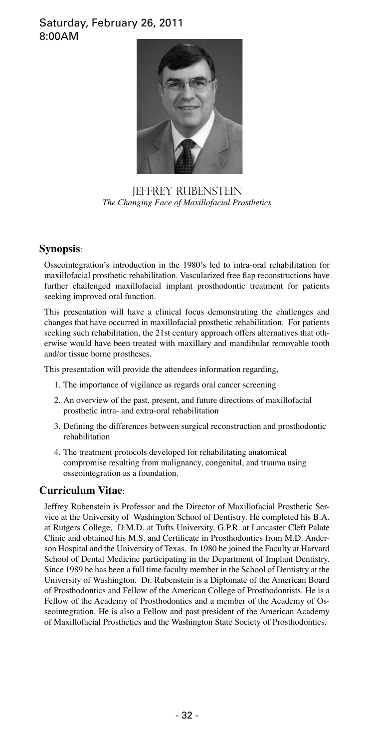Saturday, February 26, 2011
8:00AM

## Jeffrey Rubenstein

*The Changing Face of Maxillofacial Prosthetics*

### Synopsis:

Osseointegration's introduction in the 1980's led to intra-oral rehabilitation for maxillofacial prosthetic rehabilitation. Vascularized free flap reconstructions have further challenged maxillofacial implant prosthodontic treatment for patients seeking improved oral function.

This presentation will have a clinical focus demonstrating the challenges and changes that have occurred in maxillofacial prosthetic rehabilitation. For patients seeking such rehabilitation, the 21st century approach offers alternatives that otherwise would have been treated with maxillary and mandibular removable tooth and/or tissue borne prostheses.

This presentation will provide the attendees information regarding,

1. The importance of vigilance as regards oral cancer screening
2. An overview of the past, present, and future directions of maxillofacial prosthetic intra- and extra-oral rehabilitation
3. Defining the differences between surgical reconstruction and prosthodontic rehabilitation
4. The treatment protocols developed for rehabilitating anatomical compromise resulting from malignancy, congenital, and trauma using osseointegration as a foundation.

### Curriculum Vitae:

Jeffrey Rubenstein is Professor and the Director of Maxillofacial Prosthetic Service at the University of Washington School of Dentistry. He completed his B.A. at Rutgers College, D.M.D. at Tufts University, G.P.R. at Lancaster Cleft Palate Clinic and obtained his M.S. and Certificate in Prosthodontics from M.D. Anderson Hospital and the University of Texas. In 1980 he joined the Faculty at Harvard School of Dental Medicine participating in the Department of Implant Dentistry. Since 1989 he has been a full time faculty member in the School of Dentistry at the University of Washington. Dr. Rubenstein is a Diplomate of the American Board of Prosthodontics and Fellow of the American College of Prosthodontists. He is a Fellow of the Academy of Prosthodontics and a member of the Academy of Osseointegration. He is also a Fellow and past president of the American Academy of Maxillofacial Prosthetics and the Washington State Society of Prosthodontics.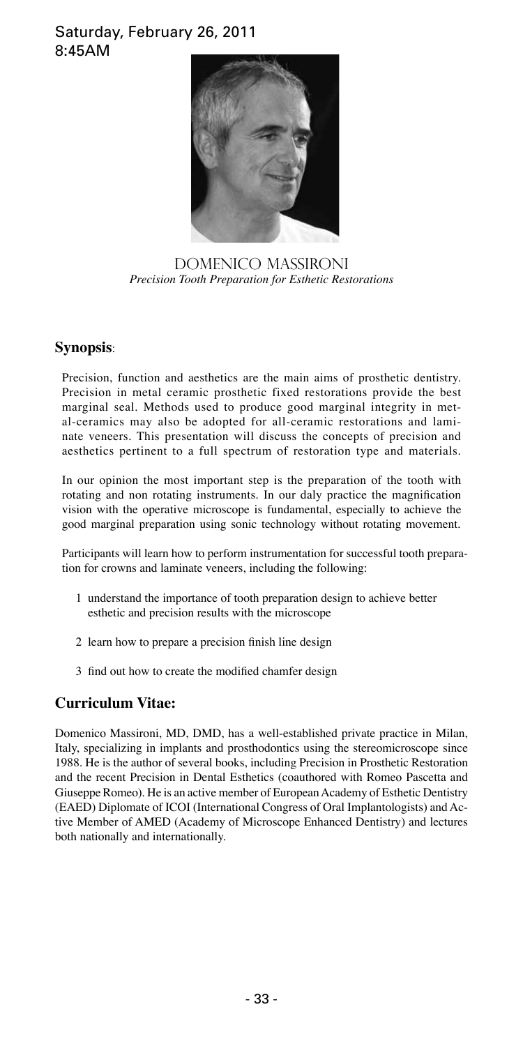Saturday, February 26, 2011
8:45AM

DOMENICO MASSIRONI
*Precision Tooth Preparation for Esthetic Restorations*

## Synopsis:

Precision, function and aesthetics are the main aims of prosthetic dentistry. Precision in metal ceramic prosthetic fixed restorations provide the best marginal seal. Methods used to produce good marginal integrity in metal-ceramics may also be adopted for all-ceramic restorations and laminate veneers. This presentation will discuss the concepts of precision and aesthetics pertinent to a full spectrum of restoration type and materials.

In our opinion the most important step is the preparation of the tooth with rotating and non rotating instruments. In our daly practice the magnification vision with the operative microscope is fundamental, especially to achieve the good marginal preparation using sonic technology without rotating movement.

Participants will learn how to perform instrumentation for successful tooth preparation for crowns and laminate veneers, including the following:

1. understand the importance of tooth preparation design to achieve better esthetic and precision results with the microscope
2. learn how to prepare a precision finish line design
3. find out how to create the modified chamfer design

## Curriculum Vitae:

Domenico Massironi, MD, DMD, has a well-established private practice in Milan, Italy, specializing in implants and prosthodontics using the stereomicroscope since 1988. He is the author of several books, including Precision in Prosthetic Restoration and the recent Precision in Dental Esthetics (coauthored with Romeo Pascetta and Giuseppe Romeo). He is an active member of European Academy of Esthetic Dentistry (EAED) Diplomate of ICOI (International Congress of Oral Implantologists) and Active Member of AMED (Academy of Microscope Enhanced Dentistry) and lectures both nationally and internationally.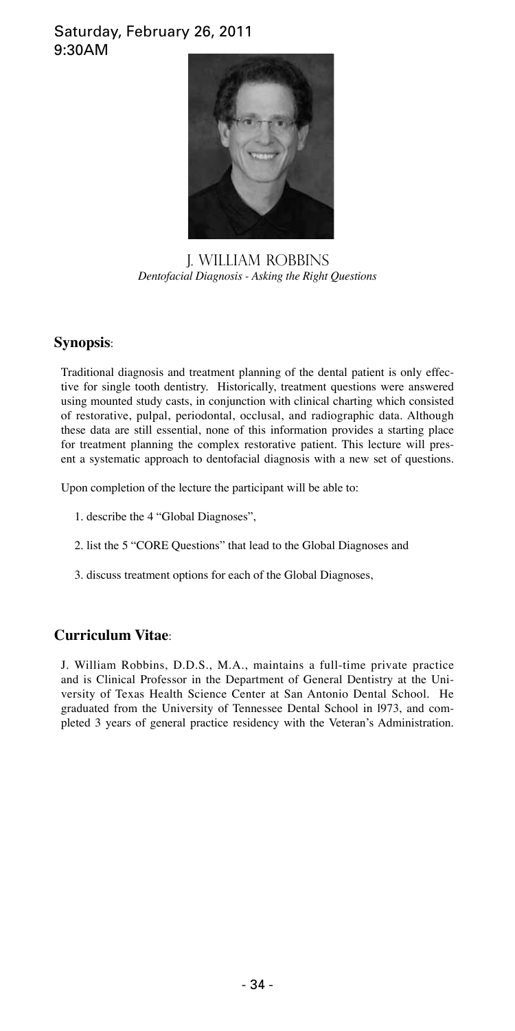Saturday, February 26, 2011
9:30AM

## J. William Robbins

*Dentofacial Diagnosis - Asking the Right Questions*

### **Synopsis**:

Traditional diagnosis and treatment planning of the dental patient is only effective for single tooth dentistry. Historically, treatment questions were answered using mounted study casts, in conjunction with clinical charting which consisted of restorative, pulpal, periodontal, occlusal, and radiographic data. Although these data are still essential, none of this information provides a starting place for treatment planning the complex restorative patient. This lecture will present a systematic approach to dentofacial diagnosis with a new set of questions.

Upon completion of the lecture the participant will be able to:

1. describe the 4 "Global Diagnoses",
2. list the 5 "CORE Questions" that lead to the Global Diagnoses and
3. discuss treatment options for each of the Global Diagnoses,

### **Curriculum Vitae**:

J. William Robbins, D.D.S., M.A., maintains a full-time private practice and is Clinical Professor in the Department of General Dentistry at the University of Texas Health Science Center at San Antonio Dental School. He graduated from the University of Tennessee Dental School in l973, and completed 3 years of general practice residency with the Veteran's Administration.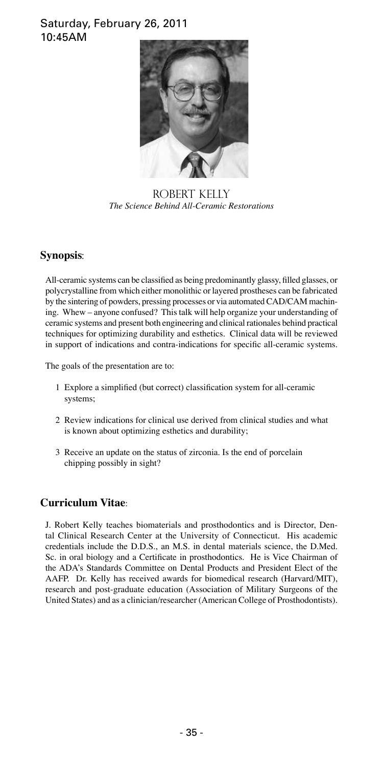Saturday, February 26, 2011
10:45AM

## ROBERT KELLY

*The Science Behind All-Ceramic Restorations*

### Synopsis:

All-ceramic systems can be classified as being predominantly glassy, filled glasses, or polycrystalline from which either monolithic or layered prostheses can be fabricated by the sintering of powders, pressing processes or via automated CAD/CAM machining. Whew – anyone confused? This talk will help organize your understanding of ceramic systems and present both engineering and clinical rationales behind practical techniques for optimizing durability and esthetics. Clinical data will be reviewed in support of indications and contra-indications for specific all-ceramic systems.

The goals of the presentation are to:

1. Explore a simplified (but correct) classification system for all-ceramic systems;
2. Review indications for clinical use derived from clinical studies and what is known about optimizing esthetics and durability;
3. Receive an update on the status of zirconia. Is the end of porcelain chipping possibly in sight?

### Curriculum Vitae:

J. Robert Kelly teaches biomaterials and prosthodontics and is Director, Dental Clinical Research Center at the University of Connecticut. His academic credentials include the D.D.S., an M.S. in dental materials science, the D.Med. Sc. in oral biology and a Certificate in prosthodontics. He is Vice Chairman of the ADA's Standards Committee on Dental Products and President Elect of the AAFP. Dr. Kelly has received awards for biomedical research (Harvard/MIT), research and post-graduate education (Association of Military Surgeons of the United States) and as a clinician/researcher (American College of Prosthodontists).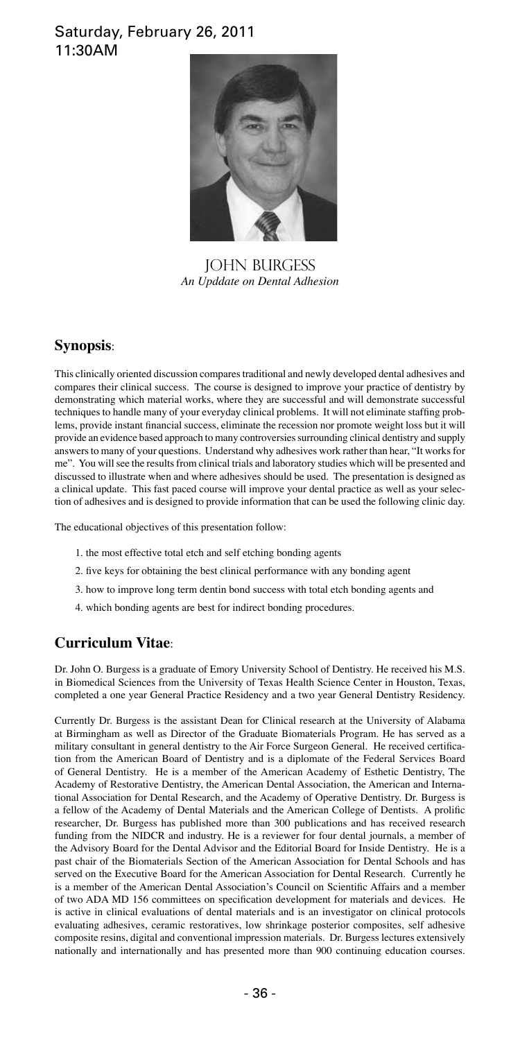Saturday, February 26, 2011
11:30AM

JOHN BURGESS

*An Upddate on Dental Adhesion*

## Synopsis:

This clinically oriented discussion compares traditional and newly developed dental adhesives and compares their clinical success. The course is designed to improve your practice of dentistry by demonstrating which material works, where they are successful and will demonstrate successful techniques to handle many of your everyday clinical problems. It will not eliminate staffing problems, provide instant financial success, eliminate the recession nor promote weight loss but it will provide an evidence based approach to many controversies surrounding clinical dentistry and supply answers to many of your questions. Understand why adhesives work rather than hear, "It works for me". You will see the results from clinical trials and laboratory studies which will be presented and discussed to illustrate when and where adhesives should be used. The presentation is designed as a clinical update. This fast paced course will improve your dental practice as well as your selection of adhesives and is designed to provide information that can be used the following clinic day.

The educational objectives of this presentation follow:

1. the most effective total etch and self etching bonding agents
2. five keys for obtaining the best clinical performance with any bonding agent
3. how to improve long term dentin bond success with total etch bonding agents and
4. which bonding agents are best for indirect bonding procedures.

## Curriculum Vitae:

Dr. John O. Burgess is a graduate of Emory University School of Dentistry. He received his M.S. in Biomedical Sciences from the University of Texas Health Science Center in Houston, Texas, completed a one year General Practice Residency and a two year General Dentistry Residency.

Currently Dr. Burgess is the assistant Dean for Clinical research at the University of Alabama at Birmingham as well as Director of the Graduate Biomaterials Program. He has served as a military consultant in general dentistry to the Air Force Surgeon General. He received certification from the American Board of Dentistry and is a diplomate of the Federal Services Board of General Dentistry. He is a member of the American Academy of Esthetic Dentistry, The Academy of Restorative Dentistry, the American Dental Association, the American and International Association for Dental Research, and the Academy of Operative Dentistry. Dr. Burgess is a fellow of the Academy of Dental Materials and the American College of Dentists. A prolific researcher, Dr. Burgess has published more than 300 publications and has received research funding from the NIDCR and industry. He is a reviewer for four dental journals, a member of the Advisory Board for the Dental Advisor and the Editorial Board for Inside Dentistry. He is a past chair of the Biomaterials Section of the American Association for Dental Schools and has served on the Executive Board for the American Association for Dental Research. Currently he is a member of the American Dental Association's Council on Scientific Affairs and a member of two ADA MD 156 committees on specification development for materials and devices. He is active in clinical evaluations of dental materials and is an investigator on clinical protocols evaluating adhesives, ceramic restoratives, low shrinkage posterior composites, self adhesive composite resins, digital and conventional impression materials. Dr. Burgess lectures extensively nationally and internationally and has presented more than 900 continuing education courses.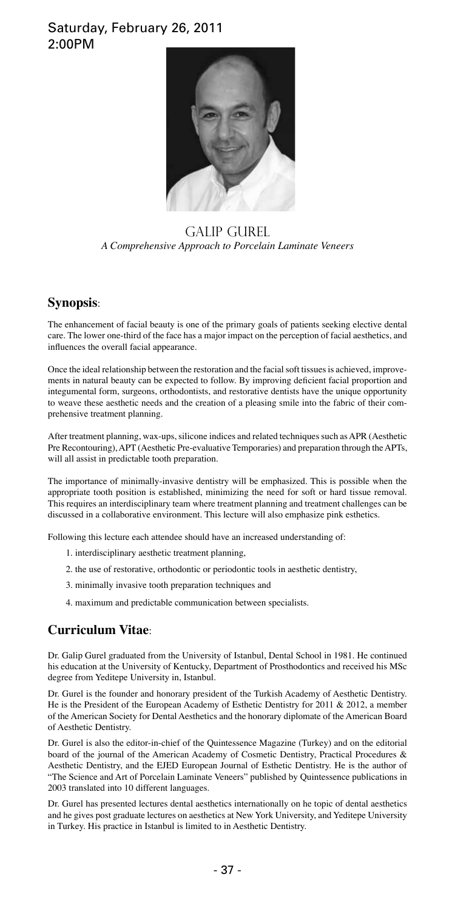Saturday, February 26, 2011
2:00PM

## GALIP GUREL

*A Comprehensive Approach to Porcelain Laminate Veneers*

## **Synopsis**:

The enhancement of facial beauty is one of the primary goals of patients seeking elective dental care. The lower one-third of the face has a major impact on the perception of facial aesthetics, and influences the overall facial appearance.

Once the ideal relationship between the restoration and the facial soft tissues is achieved, improvements in natural beauty can be expected to follow. By improving deficient facial proportion and integumental form, surgeons, orthodontists, and restorative dentists have the unique opportunity to weave these aesthetic needs and the creation of a pleasing smile into the fabric of their comprehensive treatment planning.

After treatment planning, wax-ups, silicone indices and related techniques such as APR (Aesthetic Pre Recontouring), APT (Aesthetic Pre-evaluative Temporaries) and preparation through the APTs, will all assist in predictable tooth preparation.

The importance of minimally-invasive dentistry will be emphasized. This is possible when the appropriate tooth position is established, minimizing the need for soft or hard tissue removal. This requires an interdisciplinary team where treatment planning and treatment challenges can be discussed in a collaborative environment. This lecture will also emphasize pink esthetics.

Following this lecture each attendee should have an increased understanding of:

1. interdisciplinary aesthetic treatment planning,
2. the use of restorative, orthodontic or periodontic tools in aesthetic dentistry,
3. minimally invasive tooth preparation techniques and
4. maximum and predictable communication between specialists.

## **Curriculum Vitae**:

Dr. Galip Gurel graduated from the University of Istanbul, Dental School in 1981. He continued his education at the University of Kentucky, Department of Prosthodontics and received his MSc degree from Yeditepe University in, Istanbul.

Dr. Gurel is the founder and honorary president of the Turkish Academy of Aesthetic Dentistry. He is the President of the European Academy of Esthetic Dentistry for 2011 & 2012, a member of the American Society for Dental Aesthetics and the honorary diplomate of the American Board of Aesthetic Dentistry.

Dr. Gurel is also the editor-in-chief of the Quintessence Magazine (Turkey) and on the editorial board of the journal of the American Academy of Cosmetic Dentistry, Practical Procedures & Aesthetic Dentistry, and the EJED European Journal of Esthetic Dentistry. He is the author of "The Science and Art of Porcelain Laminate Veneers" published by Quintessence publications in 2003 translated into 10 different languages.

Dr. Gurel has presented lectures dental aesthetics internationally on he topic of dental aesthetics and he gives post graduate lectures on aesthetics at New York University, and Yeditepe University in Turkey. His practice in Istanbul is limited to in Aesthetic Dentistry.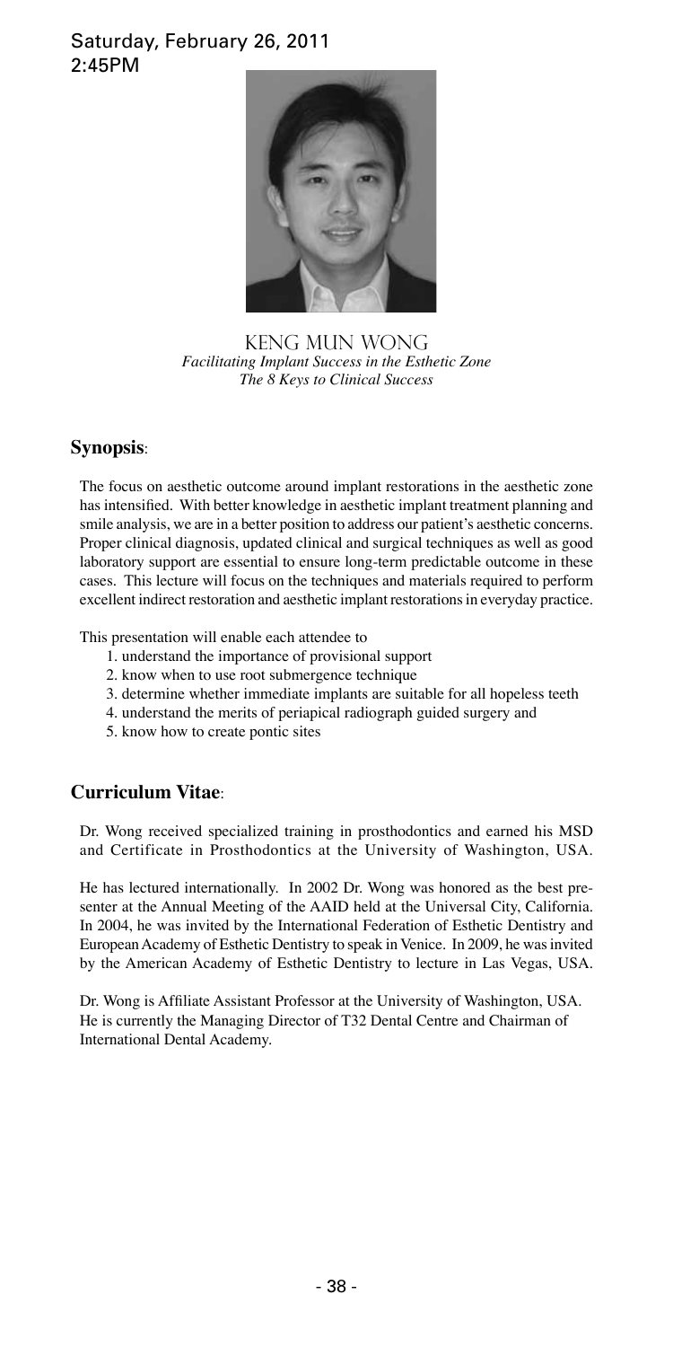Saturday, February 26, 2011
2:45PM

KENG MUN WONG

*Facilitating Implant Success in the Esthetic Zone*
*The 8 Keys to Clinical Success*

## Synopsis:

The focus on aesthetic outcome around implant restorations in the aesthetic zone has intensified. With better knowledge in aesthetic implant treatment planning and smile analysis, we are in a better position to address our patient's aesthetic concerns. Proper clinical diagnosis, updated clinical and surgical techniques as well as good laboratory support are essential to ensure long-term predictable outcome in these cases. This lecture will focus on the techniques and materials required to perform excellent indirect restoration and aesthetic implant restorations in everyday practice.

This presentation will enable each attendee to

1. understand the importance of provisional support
2. know when to use root submergence technique
3. determine whether immediate implants are suitable for all hopeless teeth
4. understand the merits of periapical radiograph guided surgery and
5. know how to create pontic sites

## Curriculum Vitae:

Dr. Wong received specialized training in prosthodontics and earned his MSD and Certificate in Prosthodontics at the University of Washington, USA.

He has lectured internationally. In 2002 Dr. Wong was honored as the best presenter at the Annual Meeting of the AAID held at the Universal City, California. In 2004, he was invited by the International Federation of Esthetic Dentistry and European Academy of Esthetic Dentistry to speak in Venice. In 2009, he was invited by the American Academy of Esthetic Dentistry to lecture in Las Vegas, USA.

Dr. Wong is Affiliate Assistant Professor at the University of Washington, USA. He is currently the Managing Director of T32 Dental Centre and Chairman of International Dental Academy.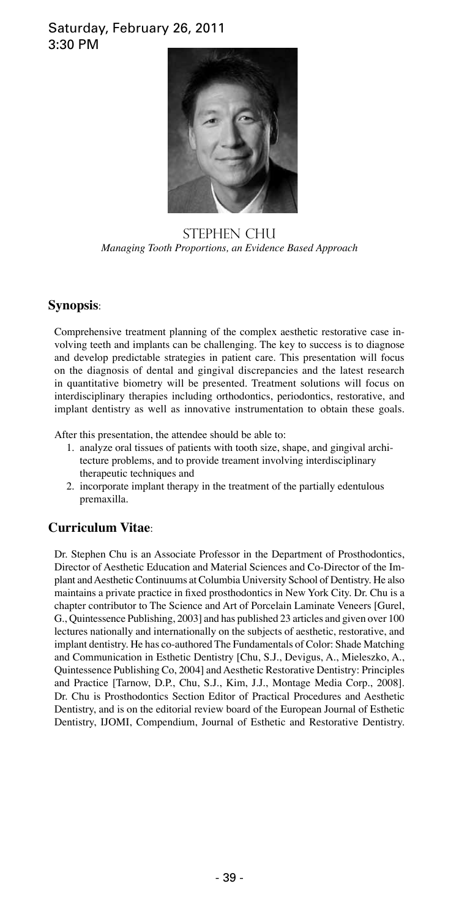Saturday, February 26, 2011
3:30 PM

STEPHEN CHU

*Managing Tooth Proportions, an Evidence Based Approach*

## Synopsis:

Comprehensive treatment planning of the complex aesthetic restorative case involving teeth and implants can be challenging. The key to success is to diagnose and develop predictable strategies in patient care. This presentation will focus on the diagnosis of dental and gingival discrepancies and the latest research in quantitative biometry will be presented. Treatment solutions will focus on interdisciplinary therapies including orthodontics, periodontics, restorative, and implant dentistry as well as innovative instrumentation to obtain these goals.

After this presentation, the attendee should be able to:

1. analyze oral tissues of patients with tooth size, shape, and gingival architecture problems, and to provide treament involving interdisciplinary therapeutic techniques and
2. incorporate implant therapy in the treatment of the partially edentulous premaxilla.

## Curriculum Vitae:

Dr. Stephen Chu is an Associate Professor in the Department of Prosthodontics, Director of Aesthetic Education and Material Sciences and Co-Director of the Implant and Aesthetic Continuums at Columbia University School of Dentistry. He also maintains a private practice in fixed prosthodontics in New York City. Dr. Chu is a chapter contributor to The Science and Art of Porcelain Laminate Veneers [Gurel, G., Quintessence Publishing, 2003] and has published 23 articles and given over 100 lectures nationally and internationally on the subjects of aesthetic, restorative, and implant dentistry. He has co-authored The Fundamentals of Color: Shade Matching and Communication in Esthetic Dentistry [Chu, S.J., Devigus, A., Mieleszko, A., Quintessence Publishing Co, 2004] and Aesthetic Restorative Dentistry: Principles and Practice [Tarnow, D.P., Chu, S.J., Kim, J.J., Montage Media Corp., 2008]. Dr. Chu is Prosthodontics Section Editor of Practical Procedures and Aesthetic Dentistry, and is on the editorial review board of the European Journal of Esthetic Dentistry, IJOMI, Compendium, Journal of Esthetic and Restorative Dentistry.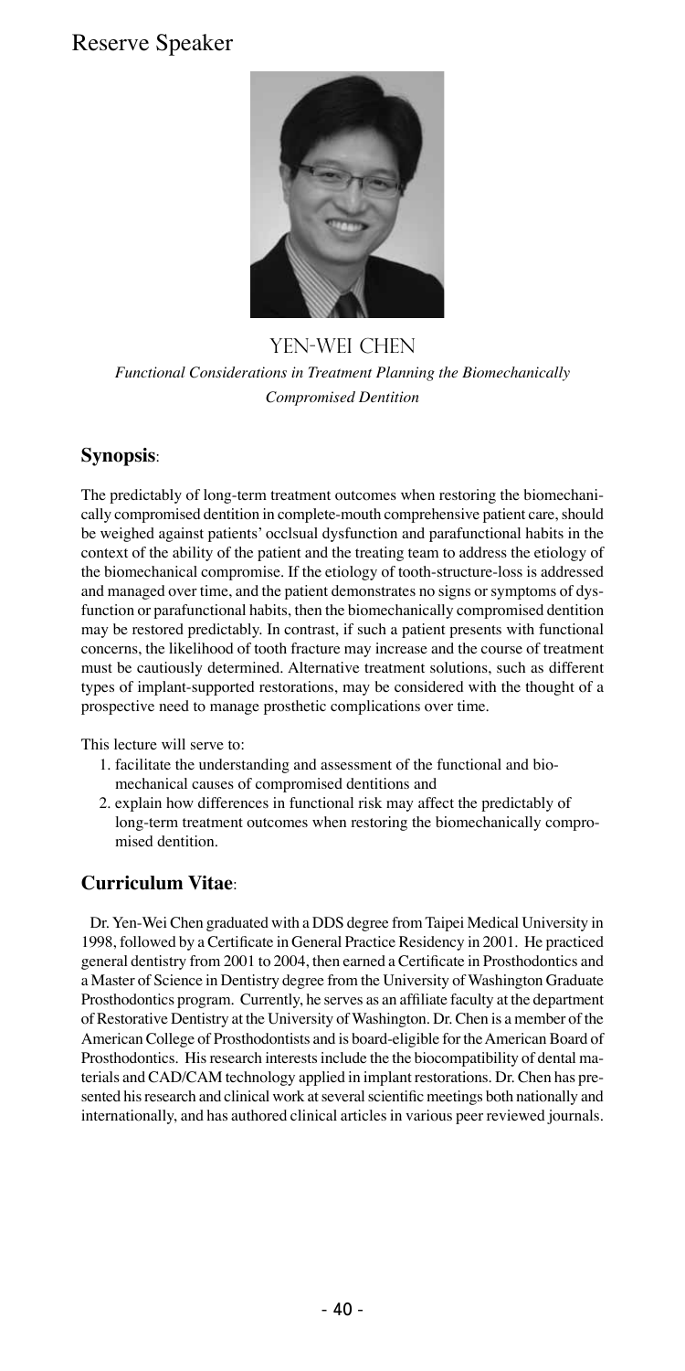# Reserve Speaker

## YEN-WEI CHEN

*Functional Considerations in Treatment Planning the Biomechanically Compromised Dentition*

### **Synopsis**:

The predictably of long-term treatment outcomes when restoring the biomechanically compromised dentition in complete-mouth comprehensive patient care, should be weighed against patients' occlsual dysfunction and parafunctional habits in the context of the ability of the patient and the treating team to address the etiology of the biomechanical compromise. If the etiology of tooth-structure-loss is addressed and managed over time, and the patient demonstrates no signs or symptoms of dysfunction or parafunctional habits, then the biomechanically compromised dentition may be restored predictably. In contrast, if such a patient presents with functional concerns, the likelihood of tooth fracture may increase and the course of treatment must be cautiously determined. Alternative treatment solutions, such as different types of implant-supported restorations, may be considered with the thought of a prospective need to manage prosthetic complications over time.

This lecture will serve to:

1. facilitate the understanding and assessment of the functional and biomechanical causes of compromised dentitions and
2. explain how differences in functional risk may affect the predictably of long-term treatment outcomes when restoring the biomechanically compromised dentition.

### **Curriculum Vitae**:

Dr. Yen-Wei Chen graduated with a DDS degree from Taipei Medical University in 1998, followed by a Certificate in General Practice Residency in 2001. He practiced general dentistry from 2001 to 2004, then earned a Certificate in Prosthodontics and a Master of Science in Dentistry degree from the University of Washington Graduate Prosthodontics program. Currently, he serves as an affiliate faculty at the department of Restorative Dentistry at the University of Washington. Dr. Chen is a member of the American College of Prosthodontists and is board-eligible for the American Board of Prosthodontics. His research interests include the the biocompatibility of dental materials and CAD/CAM technology applied in implant restorations. Dr. Chen has presented his research and clinical work at several scientific meetings both nationally and internationally, and has authored clinical articles in various peer reviewed journals.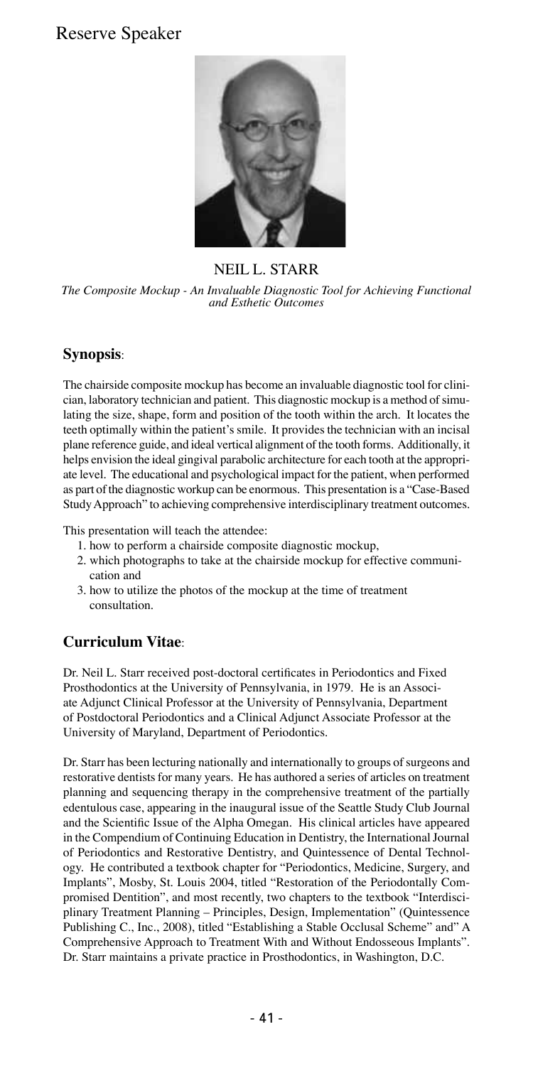# Reserve Speaker

## NEIL L. STARR

*The Composite Mockup - An Invaluable Diagnostic Tool for Achieving Functional and Esthetic Outcomes*

### **Synopsis**:

The chairside composite mockup has become an invaluable diagnostic tool for clinician, laboratory technician and patient. This diagnostic mockup is a method of simulating the size, shape, form and position of the tooth within the arch. It locates the teeth optimally within the patient's smile. It provides the technician with an incisal plane reference guide, and ideal vertical alignment of the tooth forms. Additionally, it helps envision the ideal gingival parabolic architecture for each tooth at the appropriate level. The educational and psychological impact for the patient, when performed as part of the diagnostic workup can be enormous. This presentation is a "Case-Based Study Approach" to achieving comprehensive interdisciplinary treatment outcomes.

This presentation will teach the attendee:

1. how to perform a chairside composite diagnostic mockup,
2. which photographs to take at the chairside mockup for effective communication and
3. how to utilize the photos of the mockup at the time of treatment consultation.

### **Curriculum Vitae**:

Dr. Neil L. Starr received post-doctoral certificates in Periodontics and Fixed Prosthodontics at the University of Pennsylvania, in 1979. He is an Associate Adjunct Clinical Professor at the University of Pennsylvania, Department of Postdoctoral Periodontics and a Clinical Adjunct Associate Professor at the University of Maryland, Department of Periodontics.

Dr. Starr has been lecturing nationally and internationally to groups of surgeons and restorative dentists for many years. He has authored a series of articles on treatment planning and sequencing therapy in the comprehensive treatment of the partially edentulous case, appearing in the inaugural issue of the Seattle Study Club Journal and the Scientific Issue of the Alpha Omegan. His clinical articles have appeared in the Compendium of Continuing Education in Dentistry, the International Journal of Periodontics and Restorative Dentistry, and Quintessence of Dental Technology. He contributed a textbook chapter for "Periodontics, Medicine, Surgery, and Implants", Mosby, St. Louis 2004, titled "Restoration of the Periodontally Compromised Dentition", and most recently, two chapters to the textbook "Interdisciplinary Treatment Planning – Principles, Design, Implementation" (Quintessence Publishing C., Inc., 2008), titled "Establishing a Stable Occlusal Scheme" and" A Comprehensive Approach to Treatment With and Without Endosseous Implants". Dr. Starr maintains a private practice in Prosthodontics, in Washington, D.C.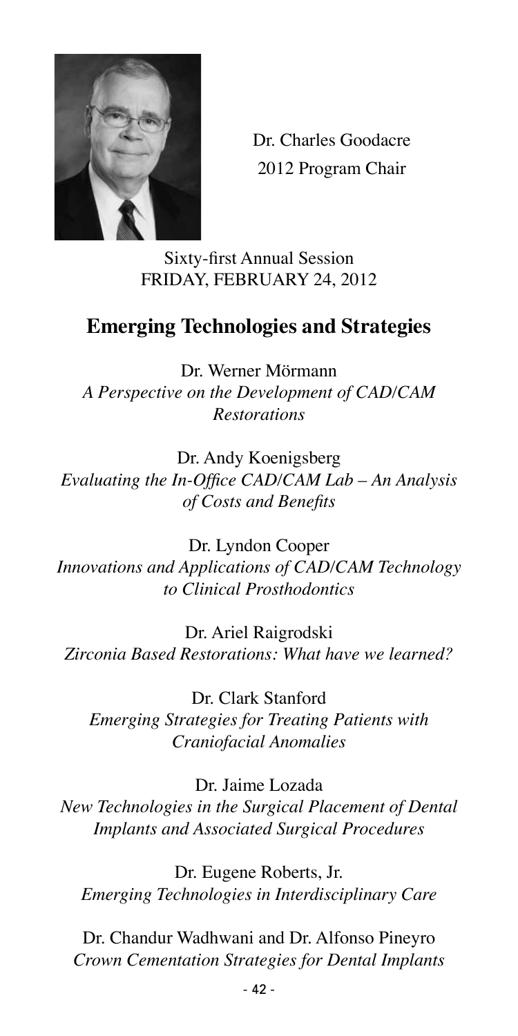Dr. Charles Goodacre
2012 Program Chair

Sixty-first Annual Session
FRIDAY, FEBRUARY 24, 2012

## Emerging Technologies and Strategies

Dr. Werner Mörmann
*A Perspective on the Development of CAD/CAM Restorations*

Dr. Andy Koenigsberg
*Evaluating the In-Office CAD/CAM Lab – An Analysis of Costs and Benefits*

Dr. Lyndon Cooper
*Innovations and Applications of CAD/CAM Technology to Clinical Prosthodontics*

Dr. Ariel Raigrodski
*Zirconia Based Restorations: What have we learned?*

Dr. Clark Stanford
*Emerging Strategies for Treating Patients with Craniofacial Anomalies*

Dr. Jaime Lozada
*New Technologies in the Surgical Placement of Dental Implants and Associated Surgical Procedures*

Dr. Eugene Roberts, Jr.
*Emerging Technologies in Interdisciplinary Care*

Dr. Chandur Wadhwani and Dr. Alfonso Pineyro
*Crown Cementation Strategies for Dental Implants*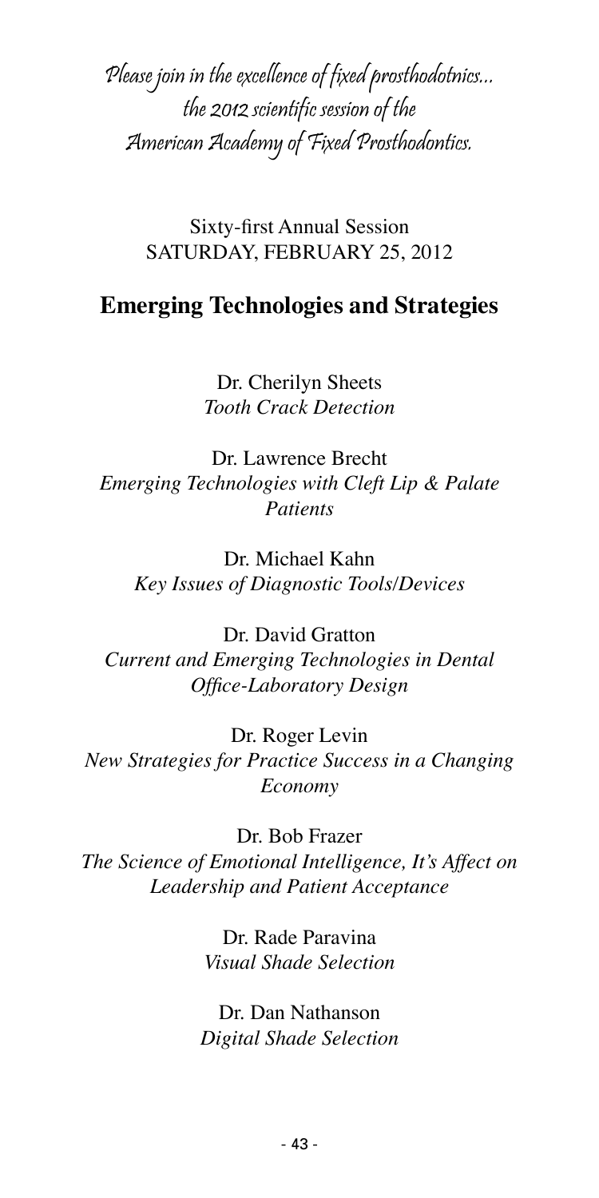*Please join in the excellence of fixed prosthodotnics...*
*the 2012 scientific session of the*
*American Academy of Fixed Prosthodontics.*

Sixty-first Annual Session
SATURDAY, FEBRUARY 25, 2012

## Emerging Technologies and Strategies

Dr. Cherilyn Sheets
*Tooth Crack Detection*

Dr. Lawrence Brecht
*Emerging Technologies with Cleft Lip & Palate Patients*

Dr. Michael Kahn
*Key Issues of Diagnostic Tools/Devices*

Dr. David Gratton
*Current and Emerging Technologies in Dental Office-Laboratory Design*

Dr. Roger Levin
*New Strategies for Practice Success in a Changing Economy*

Dr. Bob Frazer
*The Science of Emotional Intelligence, It's Affect on Leadership and Patient Acceptance*

Dr. Rade Paravina
*Visual Shade Selection*

Dr. Dan Nathanson
*Digital Shade Selection*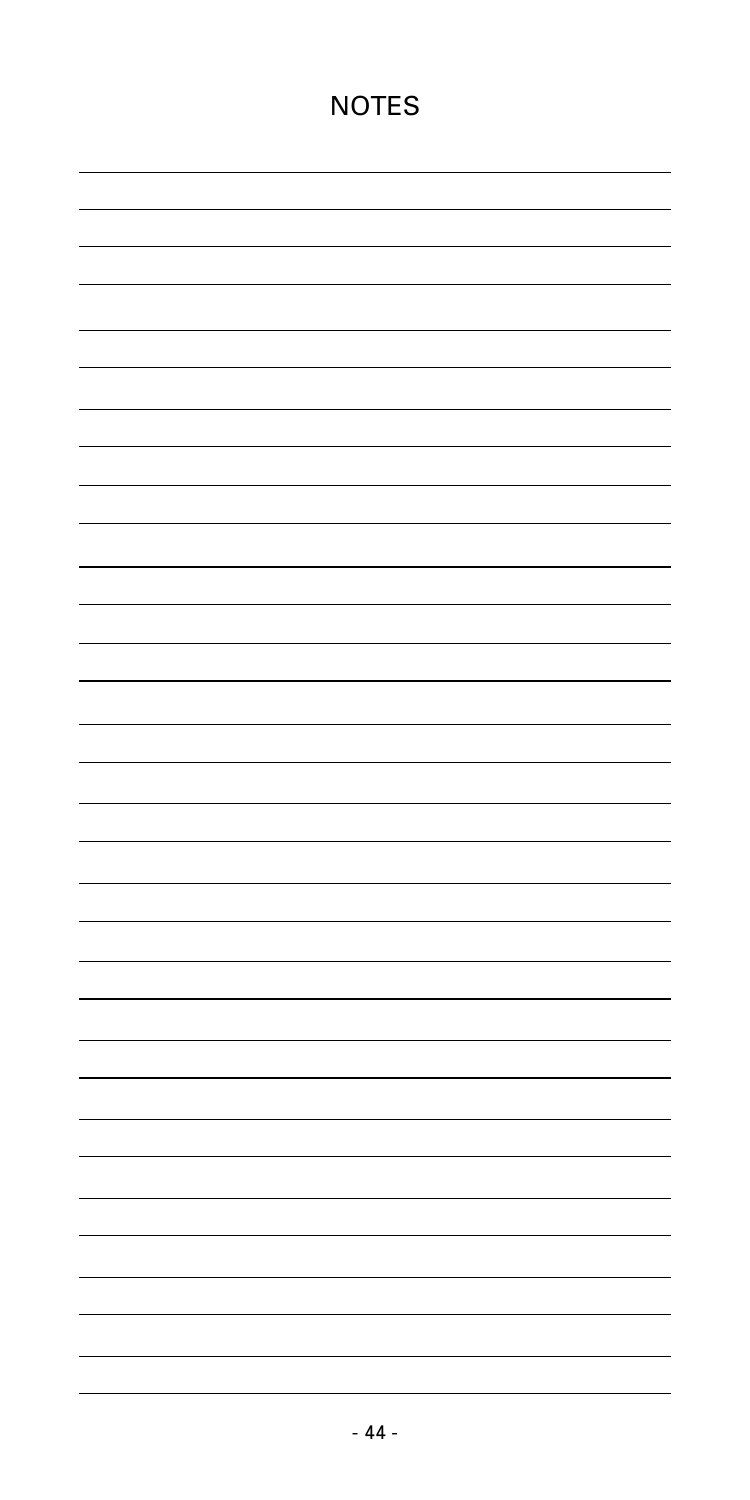# NOTES